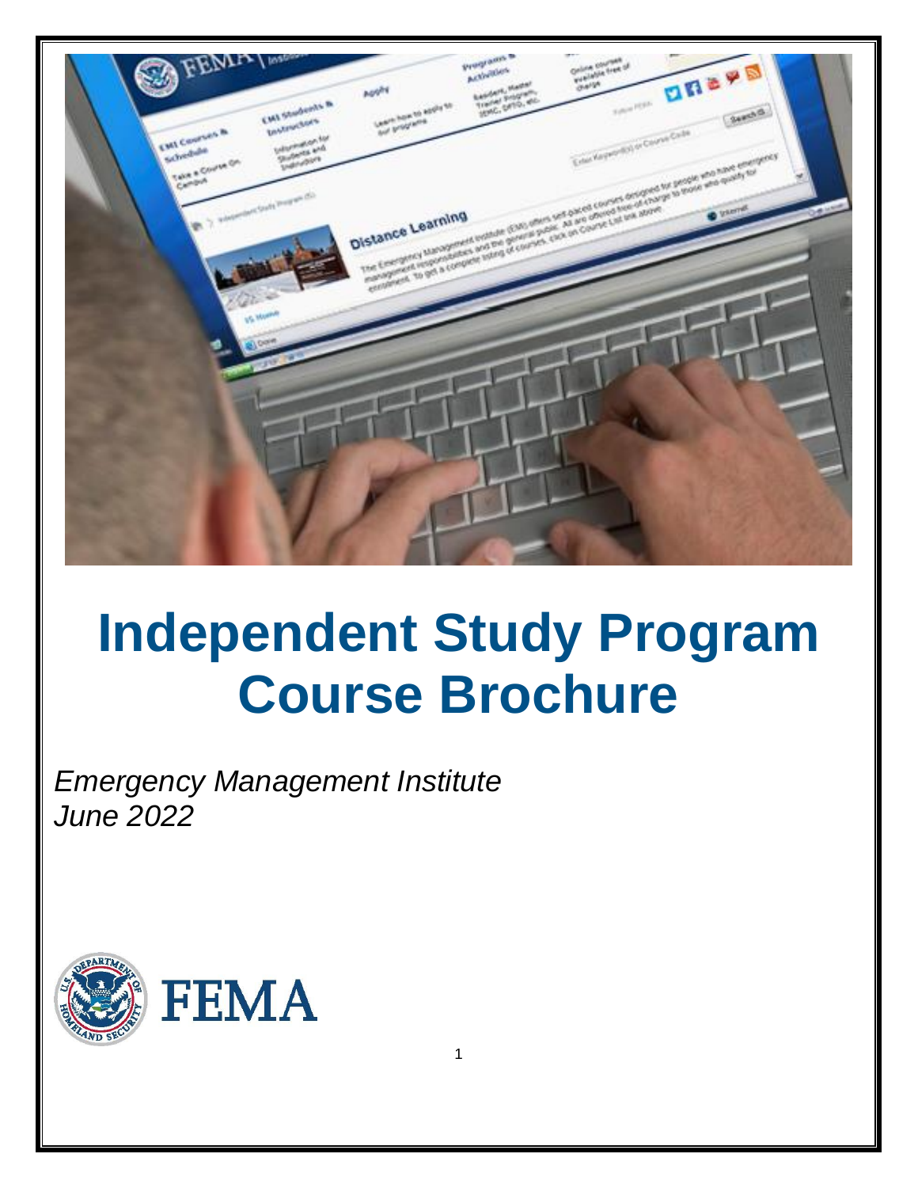# Independent Study Program Course Brochure

*Emergency Management Institute*
*June 2022*

FEMA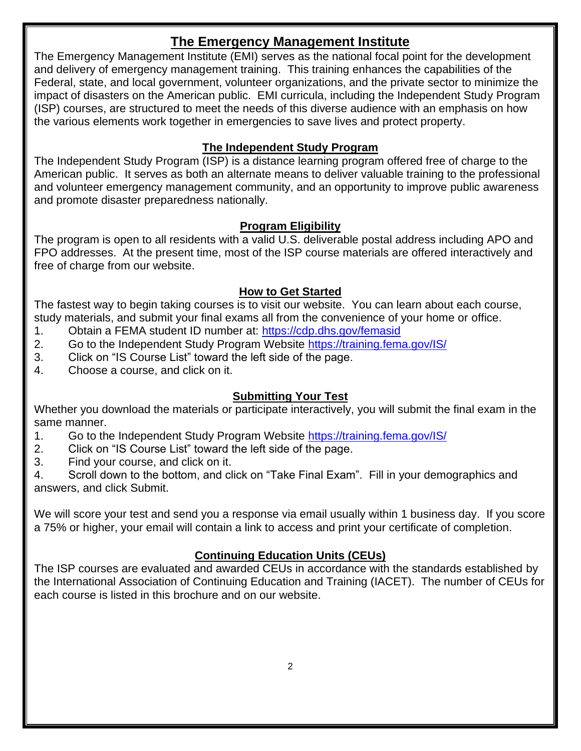# The Emergency Management Institute

The Emergency Management Institute (EMI) serves as the national focal point for the development and delivery of emergency management training. This training enhances the capabilities of the Federal, state, and local government, volunteer organizations, and the private sector to minimize the impact of disasters on the American public. EMI curricula, including the Independent Study Program (ISP) courses, are structured to meet the needs of this diverse audience with an emphasis on how the various elements work together in emergencies to save lives and protect property.

## The Independent Study Program

The Independent Study Program (ISP) is a distance learning program offered free of charge to the American public. It serves as both an alternate means to deliver valuable training to the professional and volunteer emergency management community, and an opportunity to improve public awareness and promote disaster preparedness nationally.

## Program Eligibility

The program is open to all residents with a valid U.S. deliverable postal address including APO and FPO addresses. At the present time, most of the ISP course materials are offered interactively and free of charge from our website.

## How to Get Started

The fastest way to begin taking courses is to visit our website. You can learn about each course, study materials, and submit your final exams all from the convenience of your home or office.

1. Obtain a FEMA student ID number at: https://cdp.dhs.gov/femasid
2. Go to the Independent Study Program Website https://training.fema.gov/IS/
3. Click on "IS Course List" toward the left side of the page.
4. Choose a course, and click on it.

## Submitting Your Test

Whether you download the materials or participate interactively, you will submit the final exam in the same manner.

1. Go to the Independent Study Program Website https://training.fema.gov/IS/
2. Click on "IS Course List" toward the left side of the page.
3. Find your course, and click on it.
4. Scroll down to the bottom, and click on "Take Final Exam". Fill in your demographics and answers, and click Submit.

We will score your test and send you a response via email usually within 1 business day. If you score a 75% or higher, your email will contain a link to access and print your certificate of completion.

## Continuing Education Units (CEUs)

The ISP courses are evaluated and awarded CEUs in accordance with the standards established by the International Association of Continuing Education and Training (IACET). The number of CEUs for each course is listed in this brochure and on our website.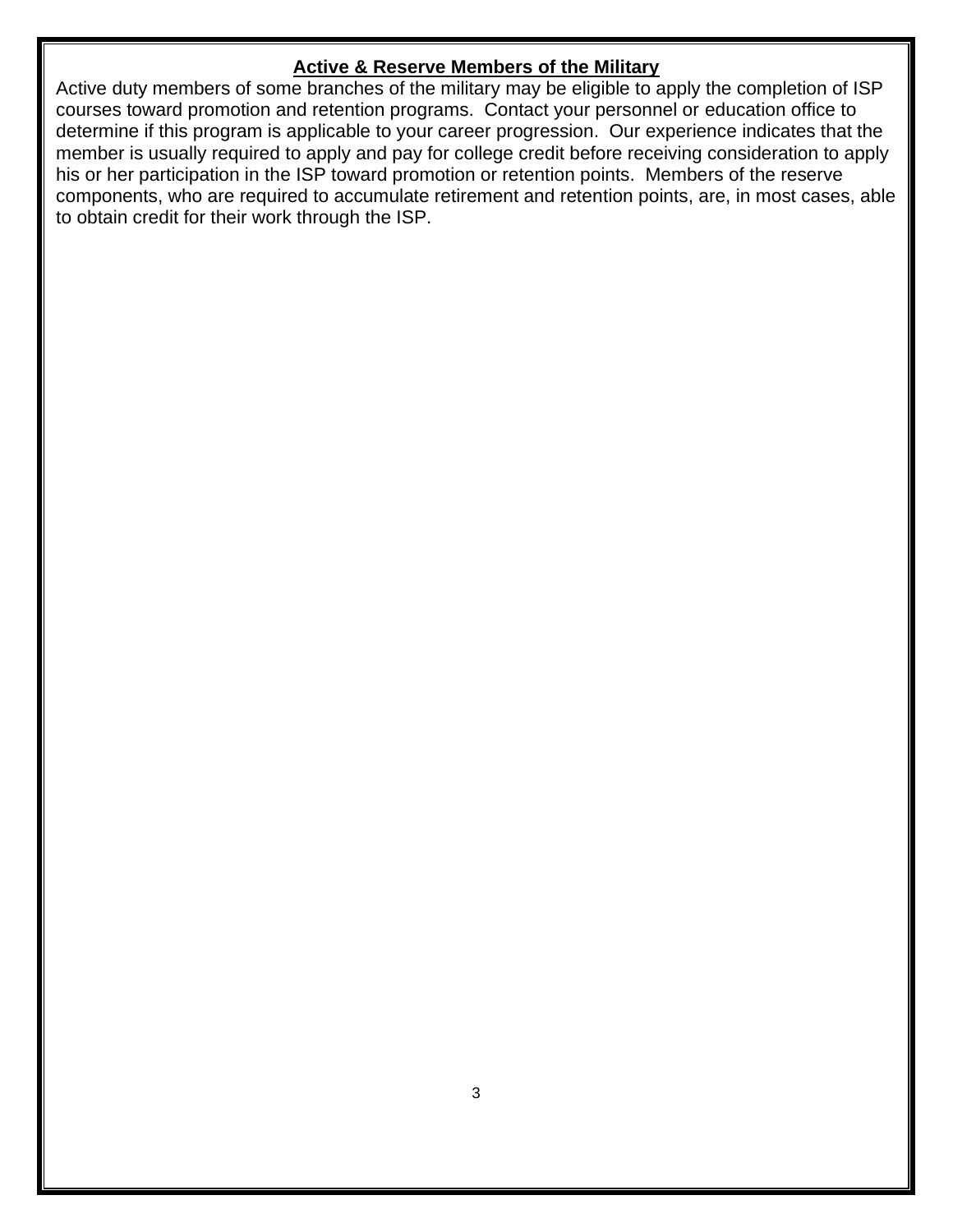## Active & Reserve Members of the Military

Active duty members of some branches of the military may be eligible to apply the completion of ISP courses toward promotion and retention programs. Contact your personnel or education office to determine if this program is applicable to your career progression. Our experience indicates that the member is usually required to apply and pay for college credit before receiving consideration to apply his or her participation in the ISP toward promotion or retention points. Members of the reserve components, who are required to accumulate retirement and retention points, are, in most cases, able to obtain credit for their work through the ISP.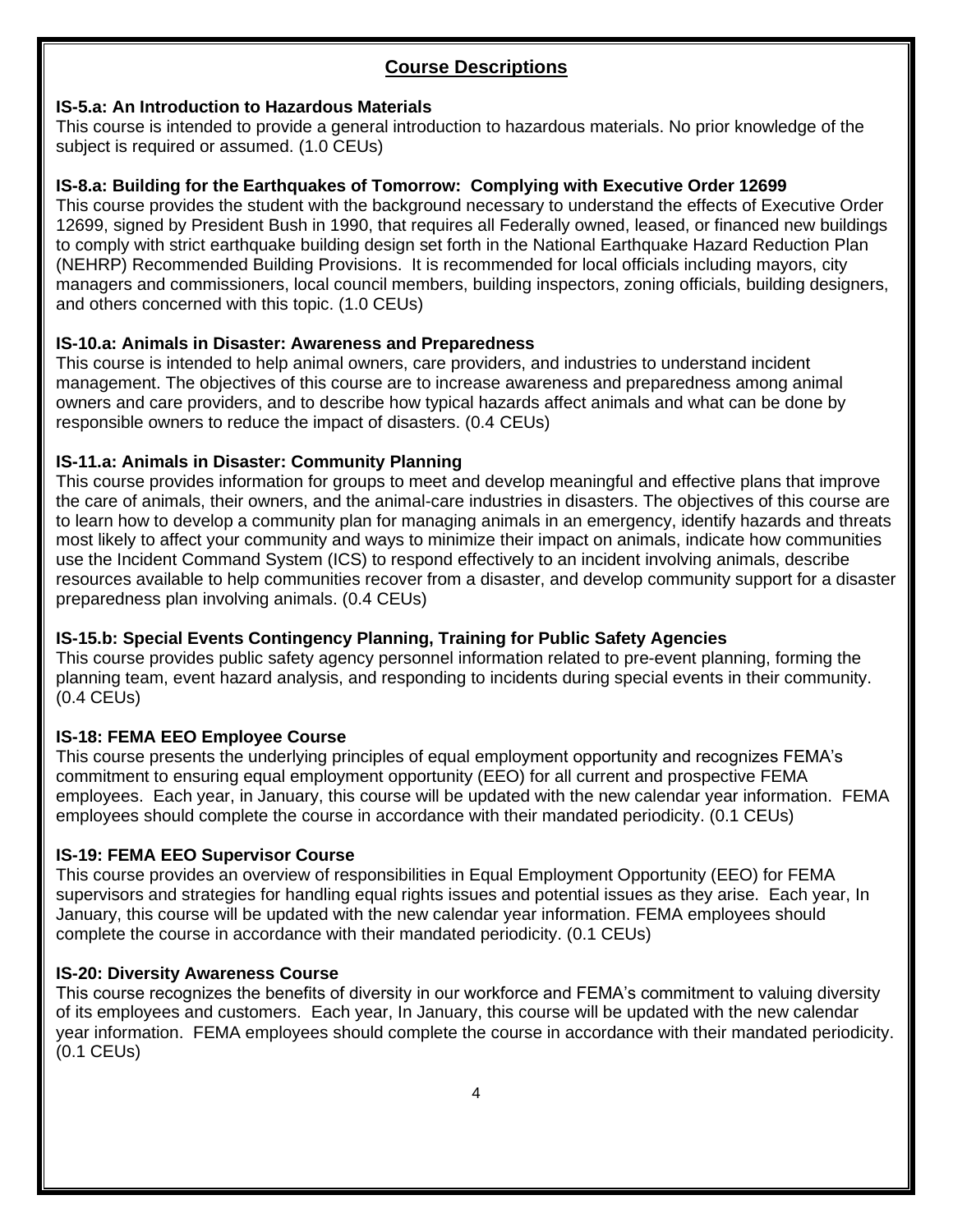## Course Descriptions

**IS-5.a: An Introduction to Hazardous Materials**
This course is intended to provide a general introduction to hazardous materials. No prior knowledge of the subject is required or assumed. (1.0 CEUs)

**IS-8.a: Building for the Earthquakes of Tomorrow: Complying with Executive Order 12699**
This course provides the student with the background necessary to understand the effects of Executive Order 12699, signed by President Bush in 1990, that requires all Federally owned, leased, or financed new buildings to comply with strict earthquake building design set forth in the National Earthquake Hazard Reduction Plan (NEHRP) Recommended Building Provisions. It is recommended for local officials including mayors, city managers and commissioners, local council members, building inspectors, zoning officials, building designers, and others concerned with this topic. (1.0 CEUs)

**IS-10.a: Animals in Disaster: Awareness and Preparedness**
This course is intended to help animal owners, care providers, and industries to understand incident management. The objectives of this course are to increase awareness and preparedness among animal owners and care providers, and to describe how typical hazards affect animals and what can be done by responsible owners to reduce the impact of disasters. (0.4 CEUs)

**IS-11.a: Animals in Disaster: Community Planning**
This course provides information for groups to meet and develop meaningful and effective plans that improve the care of animals, their owners, and the animal-care industries in disasters. The objectives of this course are to learn how to develop a community plan for managing animals in an emergency, identify hazards and threats most likely to affect your community and ways to minimize their impact on animals, indicate how communities use the Incident Command System (ICS) to respond effectively to an incident involving animals, describe resources available to help communities recover from a disaster, and develop community support for a disaster preparedness plan involving animals. (0.4 CEUs)

**IS-15.b: Special Events Contingency Planning, Training for Public Safety Agencies**
This course provides public safety agency personnel information related to pre-event planning, forming the planning team, event hazard analysis, and responding to incidents during special events in their community. (0.4 CEUs)

**IS-18: FEMA EEO Employee Course**
This course presents the underlying principles of equal employment opportunity and recognizes FEMA's commitment to ensuring equal employment opportunity (EEO) for all current and prospective FEMA employees. Each year, in January, this course will be updated with the new calendar year information. FEMA employees should complete the course in accordance with their mandated periodicity. (0.1 CEUs)

**IS-19: FEMA EEO Supervisor Course**
This course provides an overview of responsibilities in Equal Employment Opportunity (EEO) for FEMA supervisors and strategies for handling equal rights issues and potential issues as they arise. Each year, In January, this course will be updated with the new calendar year information. FEMA employees should complete the course in accordance with their mandated periodicity. (0.1 CEUs)

**IS-20: Diversity Awareness Course**
This course recognizes the benefits of diversity in our workforce and FEMA's commitment to valuing diversity of its employees and customers. Each year, In January, this course will be updated with the new calendar year information. FEMA employees should complete the course in accordance with their mandated periodicity. (0.1 CEUs)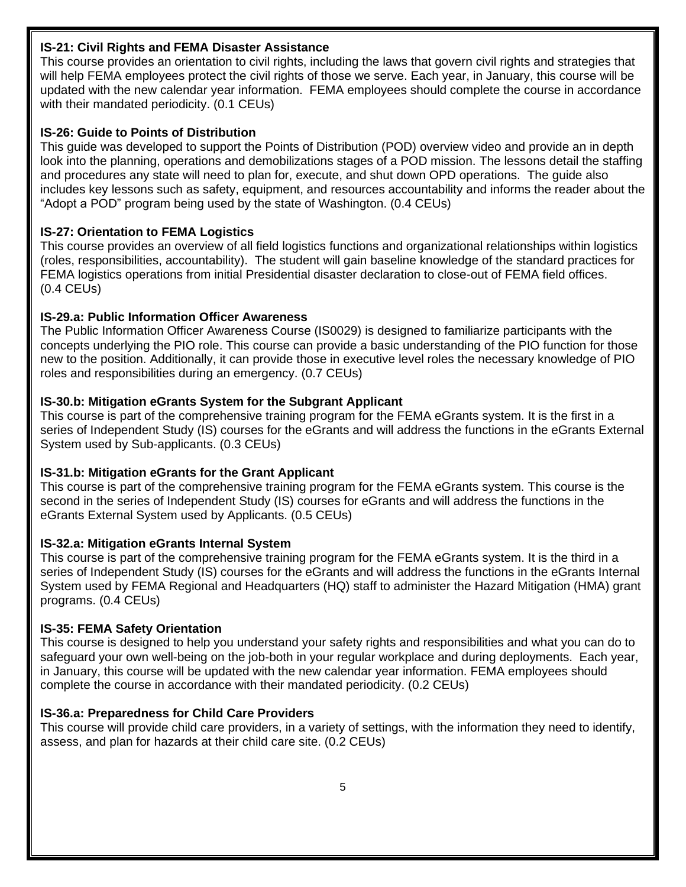**IS-21: Civil Rights and FEMA Disaster Assistance**
This course provides an orientation to civil rights, including the laws that govern civil rights and strategies that will help FEMA employees protect the civil rights of those we serve. Each year, in January, this course will be updated with the new calendar year information. FEMA employees should complete the course in accordance with their mandated periodicity. (0.1 CEUs)

**IS-26: Guide to Points of Distribution**
This guide was developed to support the Points of Distribution (POD) overview video and provide an in depth look into the planning, operations and demobilizations stages of a POD mission. The lessons detail the staffing and procedures any state will need to plan for, execute, and shut down OPD operations. The guide also includes key lessons such as safety, equipment, and resources accountability and informs the reader about the "Adopt a POD" program being used by the state of Washington. (0.4 CEUs)

**IS-27: Orientation to FEMA Logistics**
This course provides an overview of all field logistics functions and organizational relationships within logistics (roles, responsibilities, accountability). The student will gain baseline knowledge of the standard practices for FEMA logistics operations from initial Presidential disaster declaration to close-out of FEMA field offices. (0.4 CEUs)

**IS-29.a: Public Information Officer Awareness**
The Public Information Officer Awareness Course (IS0029) is designed to familiarize participants with the concepts underlying the PIO role. This course can provide a basic understanding of the PIO function for those new to the position. Additionally, it can provide those in executive level roles the necessary knowledge of PIO roles and responsibilities during an emergency. (0.7 CEUs)

**IS-30.b: Mitigation eGrants System for the Subgrant Applicant**
This course is part of the comprehensive training program for the FEMA eGrants system. It is the first in a series of Independent Study (IS) courses for the eGrants and will address the functions in the eGrants External System used by Sub-applicants. (0.3 CEUs)

**IS-31.b: Mitigation eGrants for the Grant Applicant**
This course is part of the comprehensive training program for the FEMA eGrants system. This course is the second in the series of Independent Study (IS) courses for eGrants and will address the functions in the eGrants External System used by Applicants. (0.5 CEUs)

**IS-32.a: Mitigation eGrants Internal System**
This course is part of the comprehensive training program for the FEMA eGrants system. It is the third in a series of Independent Study (IS) courses for the eGrants and will address the functions in the eGrants Internal System used by FEMA Regional and Headquarters (HQ) staff to administer the Hazard Mitigation (HMA) grant programs. (0.4 CEUs)

**IS-35: FEMA Safety Orientation**
This course is designed to help you understand your safety rights and responsibilities and what you can do to safeguard your own well-being on the job-both in your regular workplace and during deployments. Each year, in January, this course will be updated with the new calendar year information. FEMA employees should complete the course in accordance with their mandated periodicity. (0.2 CEUs)

**IS-36.a: Preparedness for Child Care Providers**
This course will provide child care providers, in a variety of settings, with the information they need to identify, assess, and plan for hazards at their child care site. (0.2 CEUs)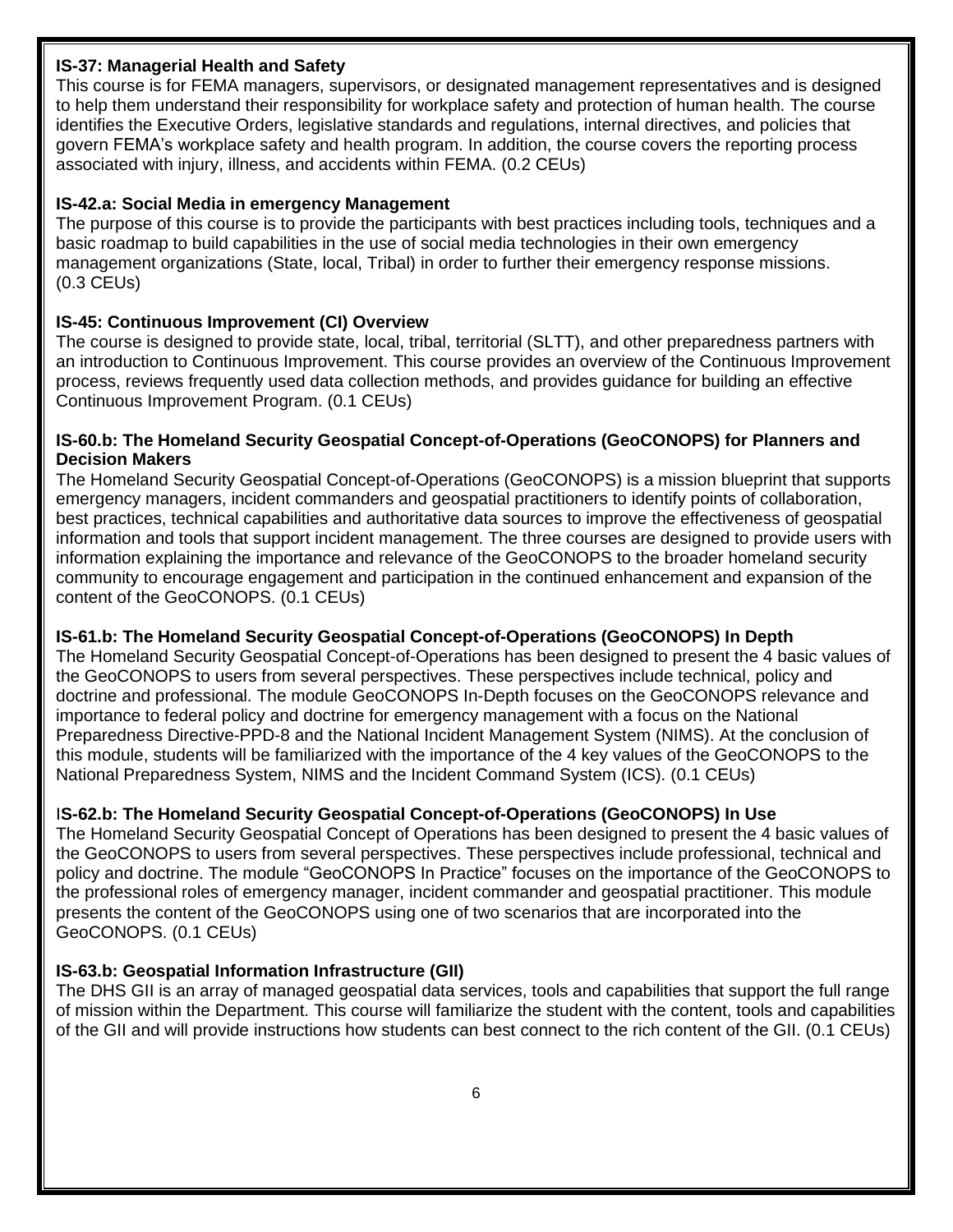**IS-37: Managerial Health and Safety**
This course is for FEMA managers, supervisors, or designated management representatives and is designed to help them understand their responsibility for workplace safety and protection of human health. The course identifies the Executive Orders, legislative standards and regulations, internal directives, and policies that govern FEMA's workplace safety and health program. In addition, the course covers the reporting process associated with injury, illness, and accidents within FEMA. (0.2 CEUs)

**IS-42.a: Social Media in emergency Management**
The purpose of this course is to provide the participants with best practices including tools, techniques and a basic roadmap to build capabilities in the use of social media technologies in their own emergency management organizations (State, local, Tribal) in order to further their emergency response missions. (0.3 CEUs)

**IS-45: Continuous Improvement (CI) Overview**
The course is designed to provide state, local, tribal, territorial (SLTT), and other preparedness partners with an introduction to Continuous Improvement. This course provides an overview of the Continuous Improvement process, reviews frequently used data collection methods, and provides guidance for building an effective Continuous Improvement Program. (0.1 CEUs)

**IS-60.b: The Homeland Security Geospatial Concept-of-Operations (GeoCONOPS) for Planners and Decision Makers**
The Homeland Security Geospatial Concept-of-Operations (GeoCONOPS) is a mission blueprint that supports emergency managers, incident commanders and geospatial practitioners to identify points of collaboration, best practices, technical capabilities and authoritative data sources to improve the effectiveness of geospatial information and tools that support incident management. The three courses are designed to provide users with information explaining the importance and relevance of the GeoCONOPS to the broader homeland security community to encourage engagement and participation in the continued enhancement and expansion of the content of the GeoCONOPS. (0.1 CEUs)

**IS-61.b: The Homeland Security Geospatial Concept-of-Operations (GeoCONOPS) In Depth**
The Homeland Security Geospatial Concept-of-Operations has been designed to present the 4 basic values of the GeoCONOPS to users from several perspectives. These perspectives include technical, policy and doctrine and professional. The module GeoCONOPS In-Depth focuses on the GeoCONOPS relevance and importance to federal policy and doctrine for emergency management with a focus on the National Preparedness Directive-PPD-8 and the National Incident Management System (NIMS). At the conclusion of this module, students will be familiarized with the importance of the 4 key values of the GeoCONOPS to the National Preparedness System, NIMS and the Incident Command System (ICS). (0.1 CEUs)

**IS-62.b: The Homeland Security Geospatial Concept-of-Operations (GeoCONOPS) In Use**
The Homeland Security Geospatial Concept of Operations has been designed to present the 4 basic values of the GeoCONOPS to users from several perspectives. These perspectives include professional, technical and policy and doctrine. The module "GeoCONOPS In Practice" focuses on the importance of the GeoCONOPS to the professional roles of emergency manager, incident commander and geospatial practitioner. This module presents the content of the GeoCONOPS using one of two scenarios that are incorporated into the GeoCONOPS. (0.1 CEUs)

**IS-63.b: Geospatial Information Infrastructure (GII)**
The DHS GII is an array of managed geospatial data services, tools and capabilities that support the full range of mission within the Department. This course will familiarize the student with the content, tools and capabilities of the GII and will provide instructions how students can best connect to the rich content of the GII. (0.1 CEUs)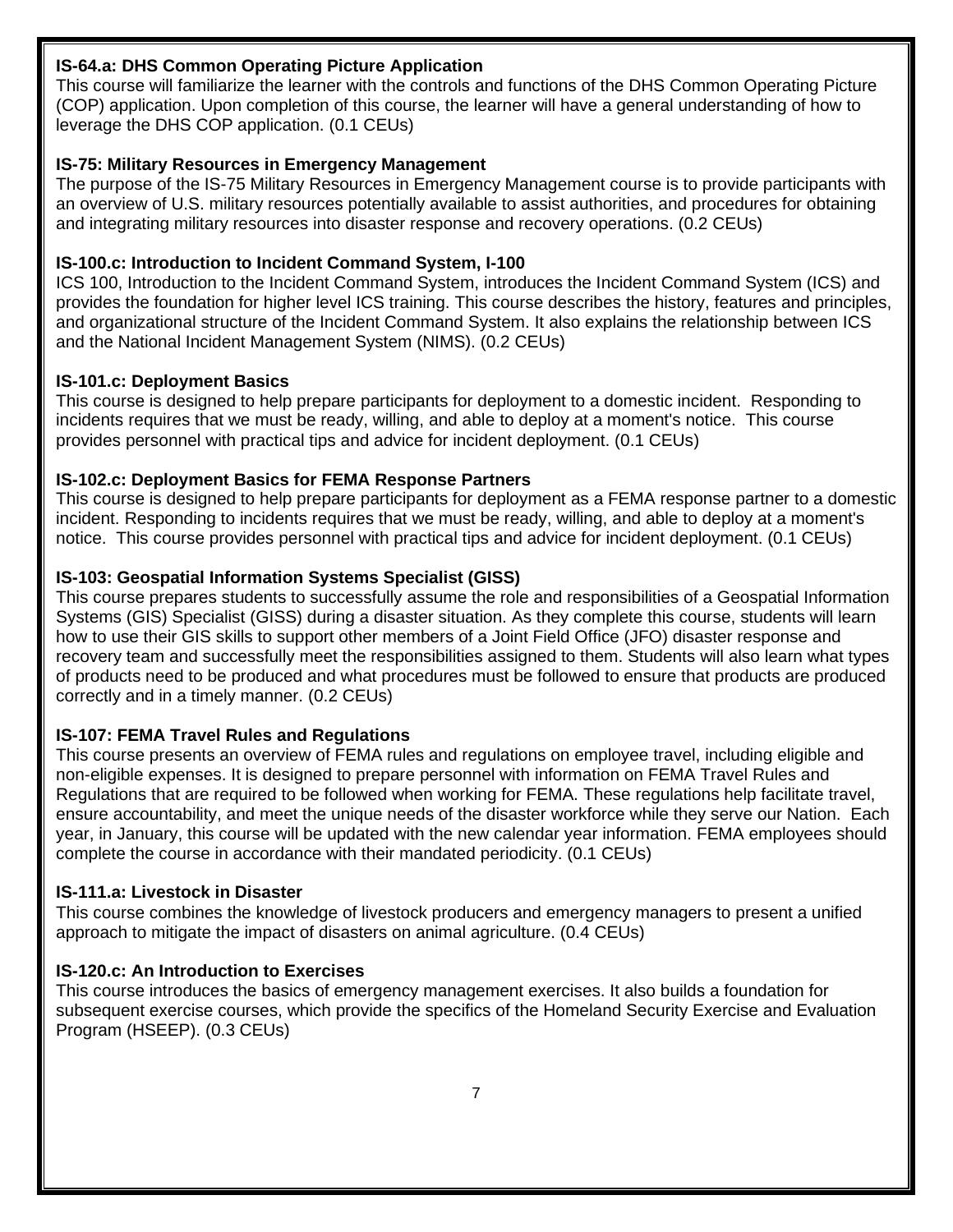**IS-64.a: DHS Common Operating Picture Application**
This course will familiarize the learner with the controls and functions of the DHS Common Operating Picture (COP) application. Upon completion of this course, the learner will have a general understanding of how to leverage the DHS COP application. (0.1 CEUs)

**IS-75: Military Resources in Emergency Management**
The purpose of the IS-75 Military Resources in Emergency Management course is to provide participants with an overview of U.S. military resources potentially available to assist authorities, and procedures for obtaining and integrating military resources into disaster response and recovery operations. (0.2 CEUs)

**IS-100.c: Introduction to Incident Command System, I-100**
ICS 100, Introduction to the Incident Command System, introduces the Incident Command System (ICS) and provides the foundation for higher level ICS training. This course describes the history, features and principles, and organizational structure of the Incident Command System. It also explains the relationship between ICS and the National Incident Management System (NIMS). (0.2 CEUs)

**IS-101.c: Deployment Basics**
This course is designed to help prepare participants for deployment to a domestic incident. Responding to incidents requires that we must be ready, willing, and able to deploy at a moment's notice. This course provides personnel with practical tips and advice for incident deployment. (0.1 CEUs)

**IS-102.c: Deployment Basics for FEMA Response Partners**
This course is designed to help prepare participants for deployment as a FEMA response partner to a domestic incident. Responding to incidents requires that we must be ready, willing, and able to deploy at a moment's notice. This course provides personnel with practical tips and advice for incident deployment. (0.1 CEUs)

**IS-103: Geospatial Information Systems Specialist (GISS)**
This course prepares students to successfully assume the role and responsibilities of a Geospatial Information Systems (GIS) Specialist (GISS) during a disaster situation. As they complete this course, students will learn how to use their GIS skills to support other members of a Joint Field Office (JFO) disaster response and recovery team and successfully meet the responsibilities assigned to them. Students will also learn what types of products need to be produced and what procedures must be followed to ensure that products are produced correctly and in a timely manner. (0.2 CEUs)

**IS-107: FEMA Travel Rules and Regulations**
This course presents an overview of FEMA rules and regulations on employee travel, including eligible and non-eligible expenses. It is designed to prepare personnel with information on FEMA Travel Rules and Regulations that are required to be followed when working for FEMA. These regulations help facilitate travel, ensure accountability, and meet the unique needs of the disaster workforce while they serve our Nation. Each year, in January, this course will be updated with the new calendar year information. FEMA employees should complete the course in accordance with their mandated periodicity. (0.1 CEUs)

**IS-111.a: Livestock in Disaster**
This course combines the knowledge of livestock producers and emergency managers to present a unified approach to mitigate the impact of disasters on animal agriculture. (0.4 CEUs)

**IS-120.c: An Introduction to Exercises**
This course introduces the basics of emergency management exercises. It also builds a foundation for subsequent exercise courses, which provide the specifics of the Homeland Security Exercise and Evaluation Program (HSEEP). (0.3 CEUs)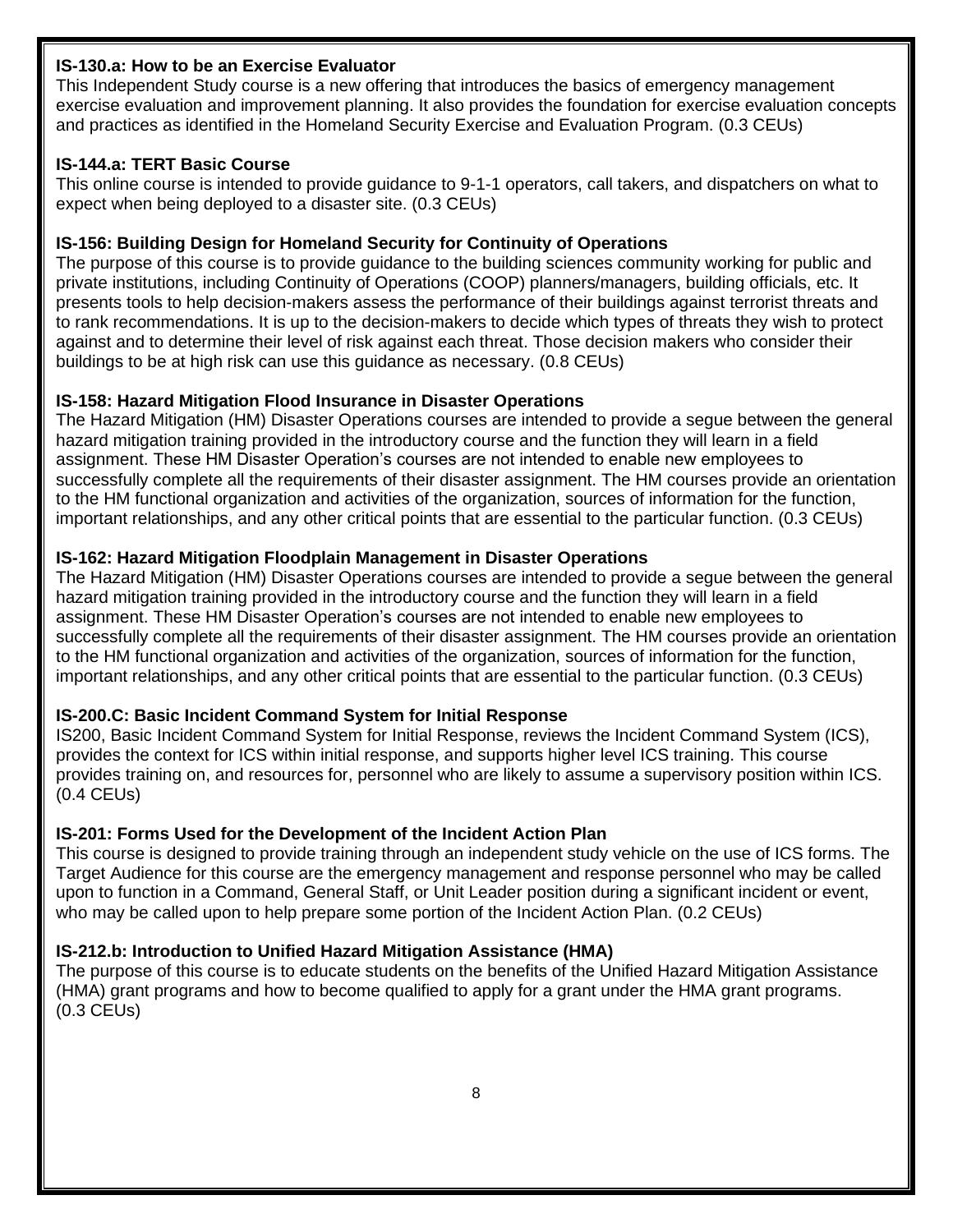**IS-130.a: How to be an Exercise Evaluator**
This Independent Study course is a new offering that introduces the basics of emergency management exercise evaluation and improvement planning. It also provides the foundation for exercise evaluation concepts and practices as identified in the Homeland Security Exercise and Evaluation Program. (0.3 CEUs)

**IS-144.a: TERT Basic Course**
This online course is intended to provide guidance to 9-1-1 operators, call takers, and dispatchers on what to expect when being deployed to a disaster site. (0.3 CEUs)

**IS-156: Building Design for Homeland Security for Continuity of Operations**
The purpose of this course is to provide guidance to the building sciences community working for public and private institutions, including Continuity of Operations (COOP) planners/managers, building officials, etc. It presents tools to help decision-makers assess the performance of their buildings against terrorist threats and to rank recommendations. It is up to the decision-makers to decide which types of threats they wish to protect against and to determine their level of risk against each threat. Those decision makers who consider their buildings to be at high risk can use this guidance as necessary. (0.8 CEUs)

**IS-158: Hazard Mitigation Flood Insurance in Disaster Operations**
The Hazard Mitigation (HM) Disaster Operations courses are intended to provide a segue between the general hazard mitigation training provided in the introductory course and the function they will learn in a field assignment. These HM Disaster Operation's courses are not intended to enable new employees to successfully complete all the requirements of their disaster assignment. The HM courses provide an orientation to the HM functional organization and activities of the organization, sources of information for the function, important relationships, and any other critical points that are essential to the particular function. (0.3 CEUs)

**IS-162: Hazard Mitigation Floodplain Management in Disaster Operations**
The Hazard Mitigation (HM) Disaster Operations courses are intended to provide a segue between the general hazard mitigation training provided in the introductory course and the function they will learn in a field assignment. These HM Disaster Operation's courses are not intended to enable new employees to successfully complete all the requirements of their disaster assignment. The HM courses provide an orientation to the HM functional organization and activities of the organization, sources of information for the function, important relationships, and any other critical points that are essential to the particular function. (0.3 CEUs)

**IS-200.C: Basic Incident Command System for Initial Response**
IS200, Basic Incident Command System for Initial Response, reviews the Incident Command System (ICS), provides the context for ICS within initial response, and supports higher level ICS training. This course provides training on, and resources for, personnel who are likely to assume a supervisory position within ICS. (0.4 CEUs)

**IS-201: Forms Used for the Development of the Incident Action Plan**
This course is designed to provide training through an independent study vehicle on the use of ICS forms. The Target Audience for this course are the emergency management and response personnel who may be called upon to function in a Command, General Staff, or Unit Leader position during a significant incident or event, who may be called upon to help prepare some portion of the Incident Action Plan. (0.2 CEUs)

**IS-212.b: Introduction to Unified Hazard Mitigation Assistance (HMA)**
The purpose of this course is to educate students on the benefits of the Unified Hazard Mitigation Assistance (HMA) grant programs and how to become qualified to apply for a grant under the HMA grant programs. (0.3 CEUs)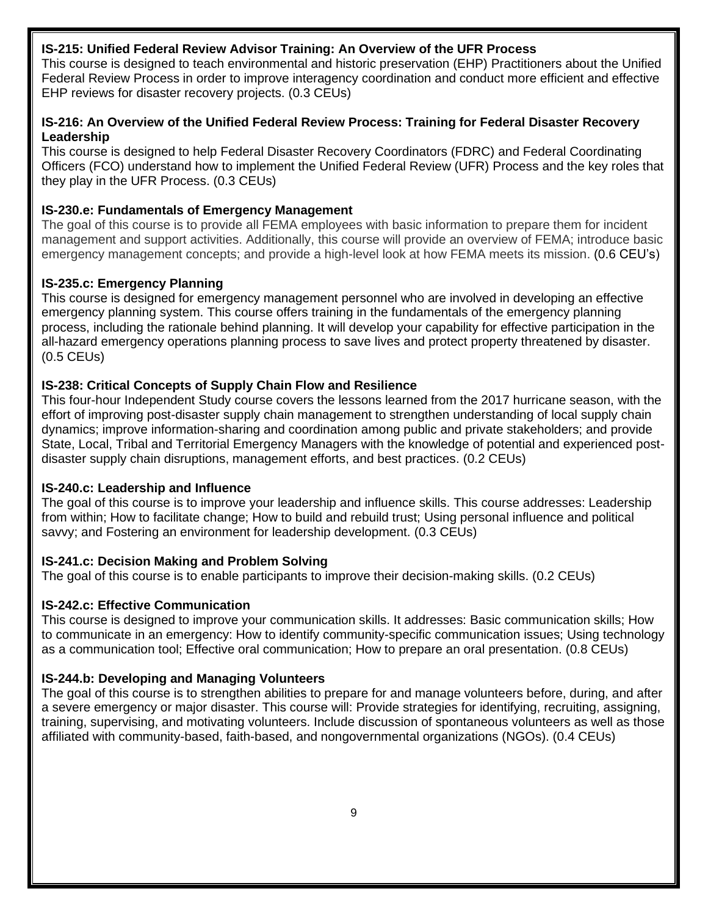**IS-215: Unified Federal Review Advisor Training: An Overview of the UFR Process**
This course is designed to teach environmental and historic preservation (EHP) Practitioners about the Unified Federal Review Process in order to improve interagency coordination and conduct more efficient and effective EHP reviews for disaster recovery projects. (0.3 CEUs)

**IS-216: An Overview of the Unified Federal Review Process: Training for Federal Disaster Recovery Leadership**
This course is designed to help Federal Disaster Recovery Coordinators (FDRC) and Federal Coordinating Officers (FCO) understand how to implement the Unified Federal Review (UFR) Process and the key roles that they play in the UFR Process. (0.3 CEUs)

**IS-230.e: Fundamentals of Emergency Management**
The goal of this course is to provide all FEMA employees with basic information to prepare them for incident management and support activities. Additionally, this course will provide an overview of FEMA; introduce basic emergency management concepts; and provide a high-level look at how FEMA meets its mission. (0.6 CEU's)

**IS-235.c: Emergency Planning**
This course is designed for emergency management personnel who are involved in developing an effective emergency planning system. This course offers training in the fundamentals of the emergency planning process, including the rationale behind planning. It will develop your capability for effective participation in the all-hazard emergency operations planning process to save lives and protect property threatened by disaster. (0.5 CEUs)

**IS-238: Critical Concepts of Supply Chain Flow and Resilience**
This four-hour Independent Study course covers the lessons learned from the 2017 hurricane season, with the effort of improving post-disaster supply chain management to strengthen understanding of local supply chain dynamics; improve information-sharing and coordination among public and private stakeholders; and provide State, Local, Tribal and Territorial Emergency Managers with the knowledge of potential and experienced post-disaster supply chain disruptions, management efforts, and best practices. (0.2 CEUs)

**IS-240.c: Leadership and Influence**
The goal of this course is to improve your leadership and influence skills. This course addresses: Leadership from within; How to facilitate change; How to build and rebuild trust; Using personal influence and political savvy; and Fostering an environment for leadership development. (0.3 CEUs)

**IS-241.c: Decision Making and Problem Solving**
The goal of this course is to enable participants to improve their decision-making skills. (0.2 CEUs)

**IS-242.c: Effective Communication**
This course is designed to improve your communication skills. It addresses: Basic communication skills; How to communicate in an emergency: How to identify community-specific communication issues; Using technology as a communication tool; Effective oral communication; How to prepare an oral presentation. (0.8 CEUs)

**IS-244.b: Developing and Managing Volunteers**
The goal of this course is to strengthen abilities to prepare for and manage volunteers before, during, and after a severe emergency or major disaster. This course will: Provide strategies for identifying, recruiting, assigning, training, supervising, and motivating volunteers. Include discussion of spontaneous volunteers as well as those affiliated with community-based, faith-based, and nongovernmental organizations (NGOs). (0.4 CEUs)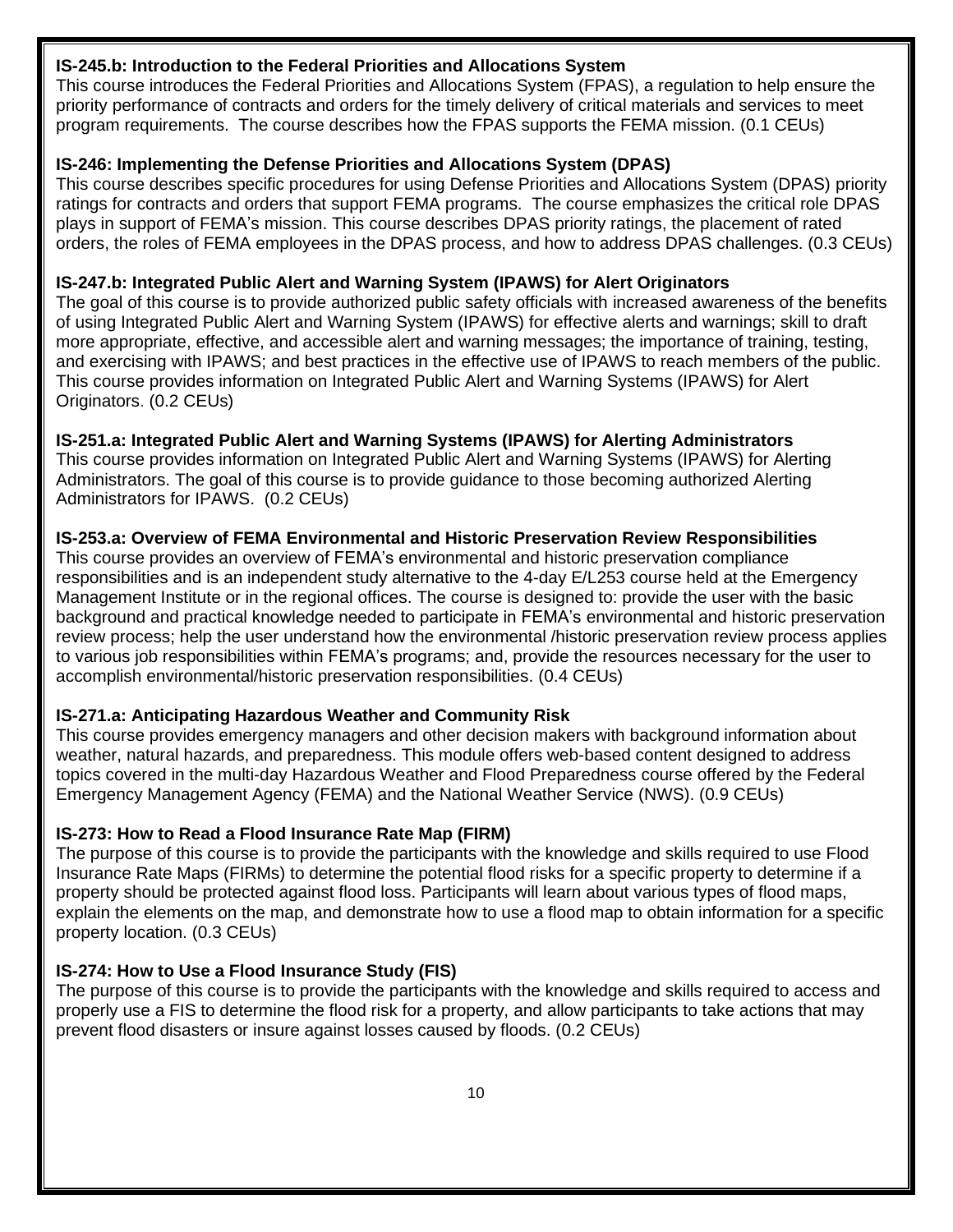**IS-245.b: Introduction to the Federal Priorities and Allocations System**

This course introduces the Federal Priorities and Allocations System (FPAS), a regulation to help ensure the priority performance of contracts and orders for the timely delivery of critical materials and services to meet program requirements. The course describes how the FPAS supports the FEMA mission. (0.1 CEUs)

**IS-246: Implementing the Defense Priorities and Allocations System (DPAS)**

This course describes specific procedures for using Defense Priorities and Allocations System (DPAS) priority ratings for contracts and orders that support FEMA programs. The course emphasizes the critical role DPAS plays in support of FEMA's mission. This course describes DPAS priority ratings, the placement of rated orders, the roles of FEMA employees in the DPAS process, and how to address DPAS challenges. (0.3 CEUs)

**IS-247.b: Integrated Public Alert and Warning System (IPAWS) for Alert Originators**

The goal of this course is to provide authorized public safety officials with increased awareness of the benefits of using Integrated Public Alert and Warning System (IPAWS) for effective alerts and warnings; skill to draft more appropriate, effective, and accessible alert and warning messages; the importance of training, testing, and exercising with IPAWS; and best practices in the effective use of IPAWS to reach members of the public. This course provides information on Integrated Public Alert and Warning Systems (IPAWS) for Alert Originators. (0.2 CEUs)

**IS-251.a: Integrated Public Alert and Warning Systems (IPAWS) for Alerting Administrators**

This course provides information on Integrated Public Alert and Warning Systems (IPAWS) for Alerting Administrators. The goal of this course is to provide guidance to those becoming authorized Alerting Administrators for IPAWS. (0.2 CEUs)

**IS-253.a: Overview of FEMA Environmental and Historic Preservation Review Responsibilities**

This course provides an overview of FEMA's environmental and historic preservation compliance responsibilities and is an independent study alternative to the 4-day E/L253 course held at the Emergency Management Institute or in the regional offices. The course is designed to: provide the user with the basic background and practical knowledge needed to participate in FEMA's environmental and historic preservation review process; help the user understand how the environmental /historic preservation review process applies to various job responsibilities within FEMA's programs; and, provide the resources necessary for the user to accomplish environmental/historic preservation responsibilities. (0.4 CEUs)

**IS-271.a: Anticipating Hazardous Weather and Community Risk**

This course provides emergency managers and other decision makers with background information about weather, natural hazards, and preparedness. This module offers web-based content designed to address topics covered in the multi-day Hazardous Weather and Flood Preparedness course offered by the Federal Emergency Management Agency (FEMA) and the National Weather Service (NWS). (0.9 CEUs)

**IS-273: How to Read a Flood Insurance Rate Map (FIRM)**

The purpose of this course is to provide the participants with the knowledge and skills required to use Flood Insurance Rate Maps (FIRMs) to determine the potential flood risks for a specific property to determine if a property should be protected against flood loss. Participants will learn about various types of flood maps, explain the elements on the map, and demonstrate how to use a flood map to obtain information for a specific property location. (0.3 CEUs)

**IS-274: How to Use a Flood Insurance Study (FIS)**

The purpose of this course is to provide the participants with the knowledge and skills required to access and properly use a FIS to determine the flood risk for a property, and allow participants to take actions that may prevent flood disasters or insure against losses caused by floods. (0.2 CEUs)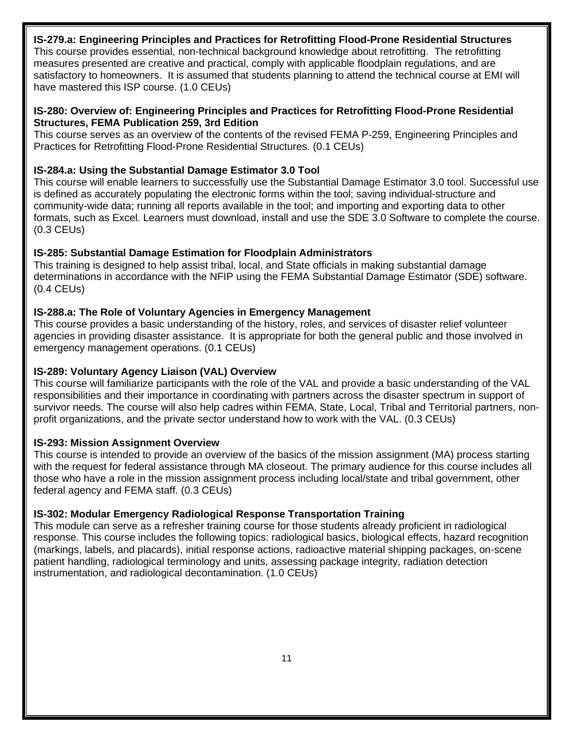**IS-279.a: Engineering Principles and Practices for Retrofitting Flood-Prone Residential Structures**
This course provides essential, non-technical background knowledge about retrofitting. The retrofitting measures presented are creative and practical, comply with applicable floodplain regulations, and are satisfactory to homeowners. It is assumed that students planning to attend the technical course at EMI will have mastered this ISP course. (1.0 CEUs)

**IS-280: Overview of: Engineering Principles and Practices for Retrofitting Flood-Prone Residential Structures, FEMA Publication 259, 3rd Edition**
This course serves as an overview of the contents of the revised FEMA P-259, Engineering Principles and Practices for Retrofitting Flood-Prone Residential Structures. (0.1 CEUs)

**IS-284.a: Using the Substantial Damage Estimator 3.0 Tool**
This course will enable learners to successfully use the Substantial Damage Estimator 3.0 tool. Successful use is defined as accurately populating the electronic forms within the tool; saving individual-structure and community-wide data; running all reports available in the tool; and importing and exporting data to other formats, such as Excel. Learners must download, install and use the SDE 3.0 Software to complete the course. (0.3 CEUs)

**IS-285: Substantial Damage Estimation for Floodplain Administrators**
This training is designed to help assist tribal, local, and State officials in making substantial damage determinations in accordance with the NFIP using the FEMA Substantial Damage Estimator (SDE) software. (0.4 CEUs)

**IS-288.a: The Role of Voluntary Agencies in Emergency Management**
This course provides a basic understanding of the history, roles, and services of disaster relief volunteer agencies in providing disaster assistance. It is appropriate for both the general public and those involved in emergency management operations. (0.1 CEUs)

**IS-289: Voluntary Agency Liaison (VAL) Overview**
This course will familiarize participants with the role of the VAL and provide a basic understanding of the VAL responsibilities and their importance in coordinating with partners across the disaster spectrum in support of survivor needs. The course will also help cadres within FEMA, State, Local, Tribal and Territorial partners, non-profit organizations, and the private sector understand how to work with the VAL. (0.3 CEUs)

**IS-293: Mission Assignment Overview**
This course is intended to provide an overview of the basics of the mission assignment (MA) process starting with the request for federal assistance through MA closeout. The primary audience for this course includes all those who have a role in the mission assignment process including local/state and tribal government, other federal agency and FEMA staff. (0.3 CEUs)

**IS-302: Modular Emergency Radiological Response Transportation Training**
This module can serve as a refresher training course for those students already proficient in radiological response. This course includes the following topics: radiological basics, biological effects, hazard recognition (markings, labels, and placards), initial response actions, radioactive material shipping packages, on-scene patient handling, radiological terminology and units, assessing package integrity, radiation detection instrumentation, and radiological decontamination. (1.0 CEUs)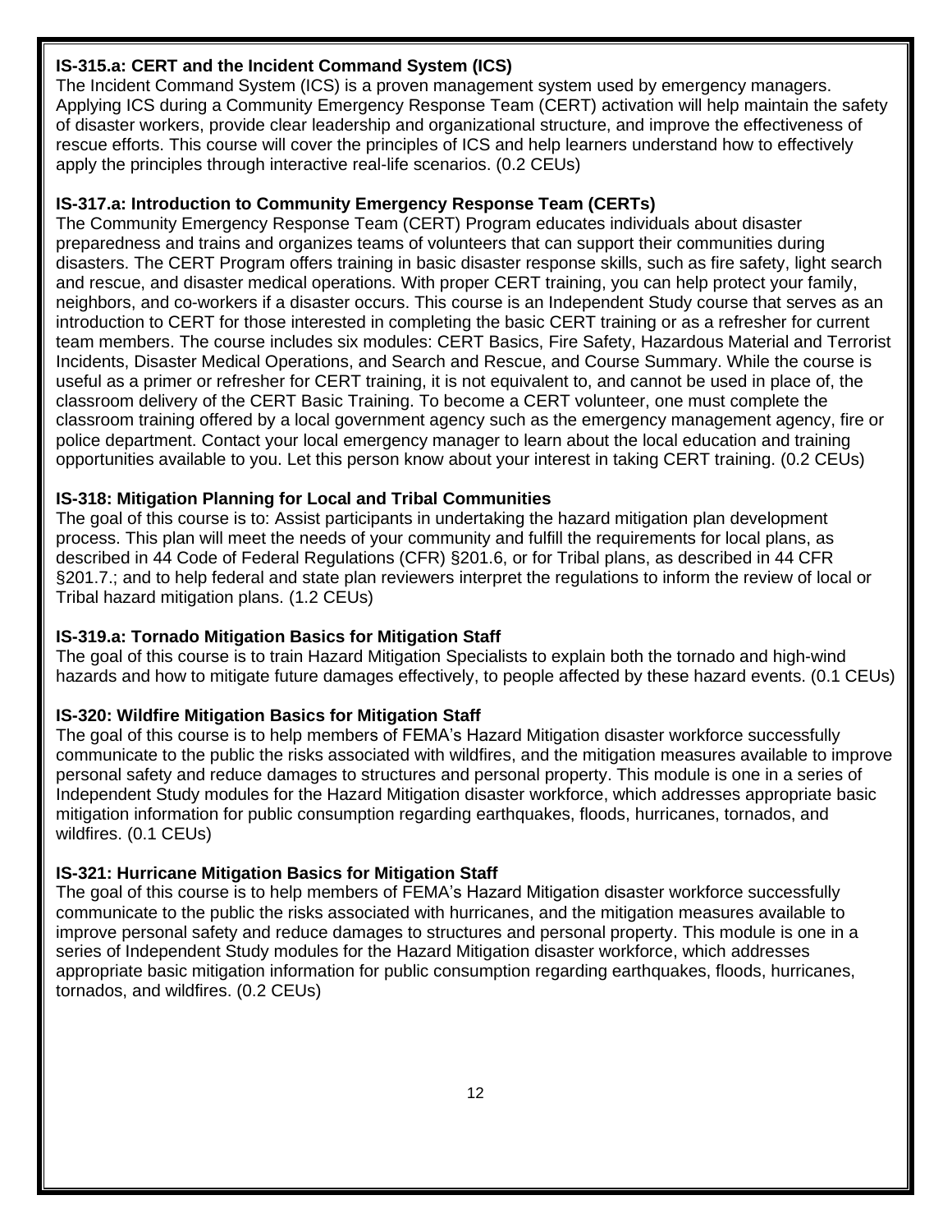**IS-315.a: CERT and the Incident Command System (ICS)**
The Incident Command System (ICS) is a proven management system used by emergency managers. Applying ICS during a Community Emergency Response Team (CERT) activation will help maintain the safety of disaster workers, provide clear leadership and organizational structure, and improve the effectiveness of rescue efforts. This course will cover the principles of ICS and help learners understand how to effectively apply the principles through interactive real-life scenarios. (0.2 CEUs)

**IS-317.a: Introduction to Community Emergency Response Team (CERTs)**
The Community Emergency Response Team (CERT) Program educates individuals about disaster preparedness and trains and organizes teams of volunteers that can support their communities during disasters. The CERT Program offers training in basic disaster response skills, such as fire safety, light search and rescue, and disaster medical operations. With proper CERT training, you can help protect your family, neighbors, and co-workers if a disaster occurs. This course is an Independent Study course that serves as an introduction to CERT for those interested in completing the basic CERT training or as a refresher for current team members. The course includes six modules: CERT Basics, Fire Safety, Hazardous Material and Terrorist Incidents, Disaster Medical Operations, and Search and Rescue, and Course Summary. While the course is useful as a primer or refresher for CERT training, it is not equivalent to, and cannot be used in place of, the classroom delivery of the CERT Basic Training. To become a CERT volunteer, one must complete the classroom training offered by a local government agency such as the emergency management agency, fire or police department. Contact your local emergency manager to learn about the local education and training opportunities available to you. Let this person know about your interest in taking CERT training. (0.2 CEUs)

**IS-318: Mitigation Planning for Local and Tribal Communities**
The goal of this course is to: Assist participants in undertaking the hazard mitigation plan development process. This plan will meet the needs of your community and fulfill the requirements for local plans, as described in 44 Code of Federal Regulations (CFR) §201.6, or for Tribal plans, as described in 44 CFR §201.7.; and to help federal and state plan reviewers interpret the regulations to inform the review of local or Tribal hazard mitigation plans. (1.2 CEUs)

**IS-319.a: Tornado Mitigation Basics for Mitigation Staff**
The goal of this course is to train Hazard Mitigation Specialists to explain both the tornado and high-wind hazards and how to mitigate future damages effectively, to people affected by these hazard events. (0.1 CEUs)

**IS-320: Wildfire Mitigation Basics for Mitigation Staff**
The goal of this course is to help members of FEMA's Hazard Mitigation disaster workforce successfully communicate to the public the risks associated with wildfires, and the mitigation measures available to improve personal safety and reduce damages to structures and personal property. This module is one in a series of Independent Study modules for the Hazard Mitigation disaster workforce, which addresses appropriate basic mitigation information for public consumption regarding earthquakes, floods, hurricanes, tornados, and wildfires. (0.1 CEUs)

**IS-321: Hurricane Mitigation Basics for Mitigation Staff**
The goal of this course is to help members of FEMA's Hazard Mitigation disaster workforce successfully communicate to the public the risks associated with hurricanes, and the mitigation measures available to improve personal safety and reduce damages to structures and personal property. This module is one in a series of Independent Study modules for the Hazard Mitigation disaster workforce, which addresses appropriate basic mitigation information for public consumption regarding earthquakes, floods, hurricanes, tornados, and wildfires. (0.2 CEUs)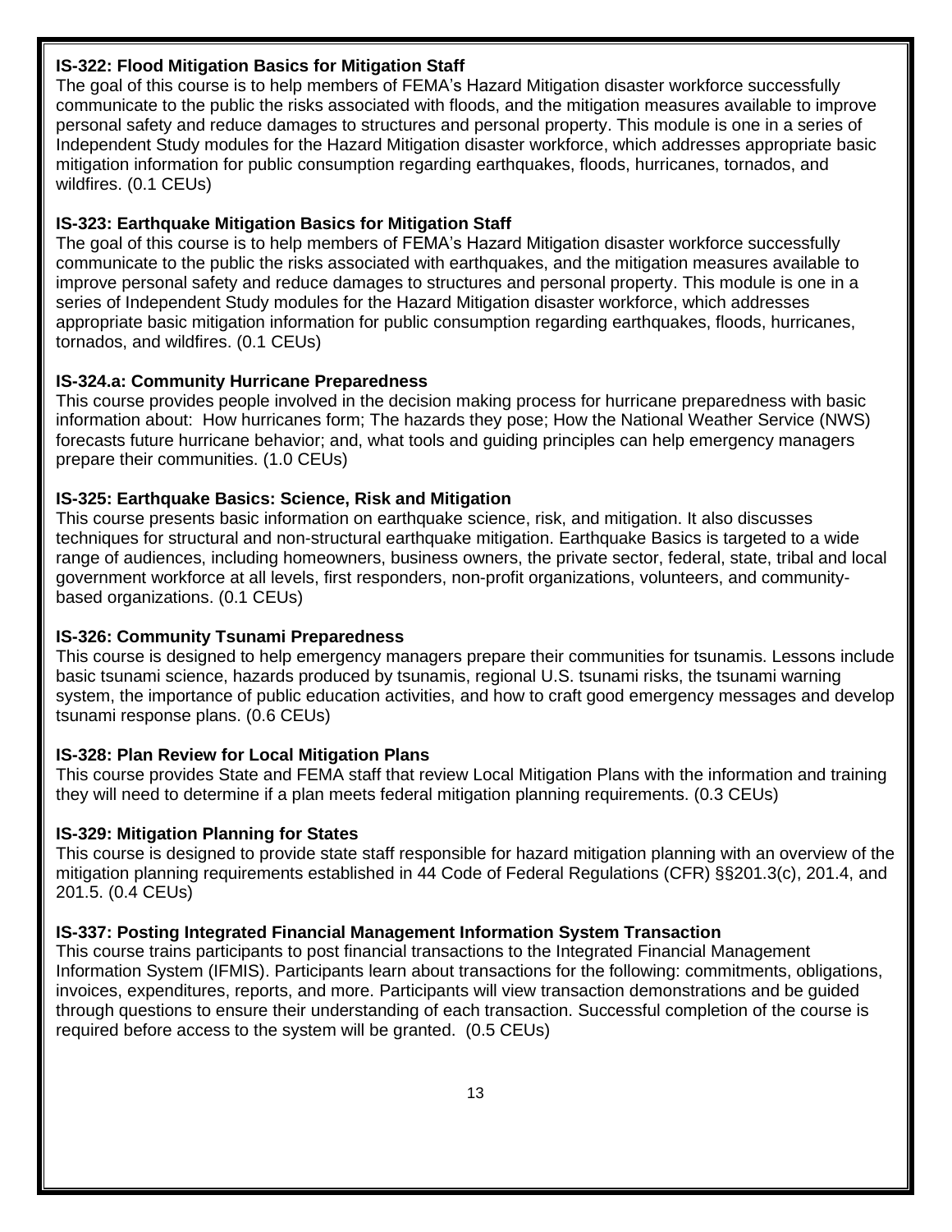**IS-322: Flood Mitigation Basics for Mitigation Staff**
The goal of this course is to help members of FEMA's Hazard Mitigation disaster workforce successfully communicate to the public the risks associated with floods, and the mitigation measures available to improve personal safety and reduce damages to structures and personal property. This module is one in a series of Independent Study modules for the Hazard Mitigation disaster workforce, which addresses appropriate basic mitigation information for public consumption regarding earthquakes, floods, hurricanes, tornados, and wildfires. (0.1 CEUs)

**IS-323: Earthquake Mitigation Basics for Mitigation Staff**
The goal of this course is to help members of FEMA's Hazard Mitigation disaster workforce successfully communicate to the public the risks associated with earthquakes, and the mitigation measures available to improve personal safety and reduce damages to structures and personal property. This module is one in a series of Independent Study modules for the Hazard Mitigation disaster workforce, which addresses appropriate basic mitigation information for public consumption regarding earthquakes, floods, hurricanes, tornados, and wildfires. (0.1 CEUs)

**IS-324.a: Community Hurricane Preparedness**
This course provides people involved in the decision making process for hurricane preparedness with basic information about: How hurricanes form; The hazards they pose; How the National Weather Service (NWS) forecasts future hurricane behavior; and, what tools and guiding principles can help emergency managers prepare their communities. (1.0 CEUs)

**IS-325: Earthquake Basics: Science, Risk and Mitigation**
This course presents basic information on earthquake science, risk, and mitigation. It also discusses techniques for structural and non-structural earthquake mitigation. Earthquake Basics is targeted to a wide range of audiences, including homeowners, business owners, the private sector, federal, state, tribal and local government workforce at all levels, first responders, non-profit organizations, volunteers, and community-based organizations. (0.1 CEUs)

**IS-326: Community Tsunami Preparedness**
This course is designed to help emergency managers prepare their communities for tsunamis. Lessons include basic tsunami science, hazards produced by tsunamis, regional U.S. tsunami risks, the tsunami warning system, the importance of public education activities, and how to craft good emergency messages and develop tsunami response plans. (0.6 CEUs)

**IS-328: Plan Review for Local Mitigation Plans**
This course provides State and FEMA staff that review Local Mitigation Plans with the information and training they will need to determine if a plan meets federal mitigation planning requirements. (0.3 CEUs)

**IS-329: Mitigation Planning for States**
This course is designed to provide state staff responsible for hazard mitigation planning with an overview of the mitigation planning requirements established in 44 Code of Federal Regulations (CFR) §§201.3(c), 201.4, and 201.5. (0.4 CEUs)

**IS-337: Posting Integrated Financial Management Information System Transaction**
This course trains participants to post financial transactions to the Integrated Financial Management Information System (IFMIS). Participants learn about transactions for the following: commitments, obligations, invoices, expenditures, reports, and more. Participants will view transaction demonstrations and be guided through questions to ensure their understanding of each transaction. Successful completion of the course is required before access to the system will be granted. (0.5 CEUs)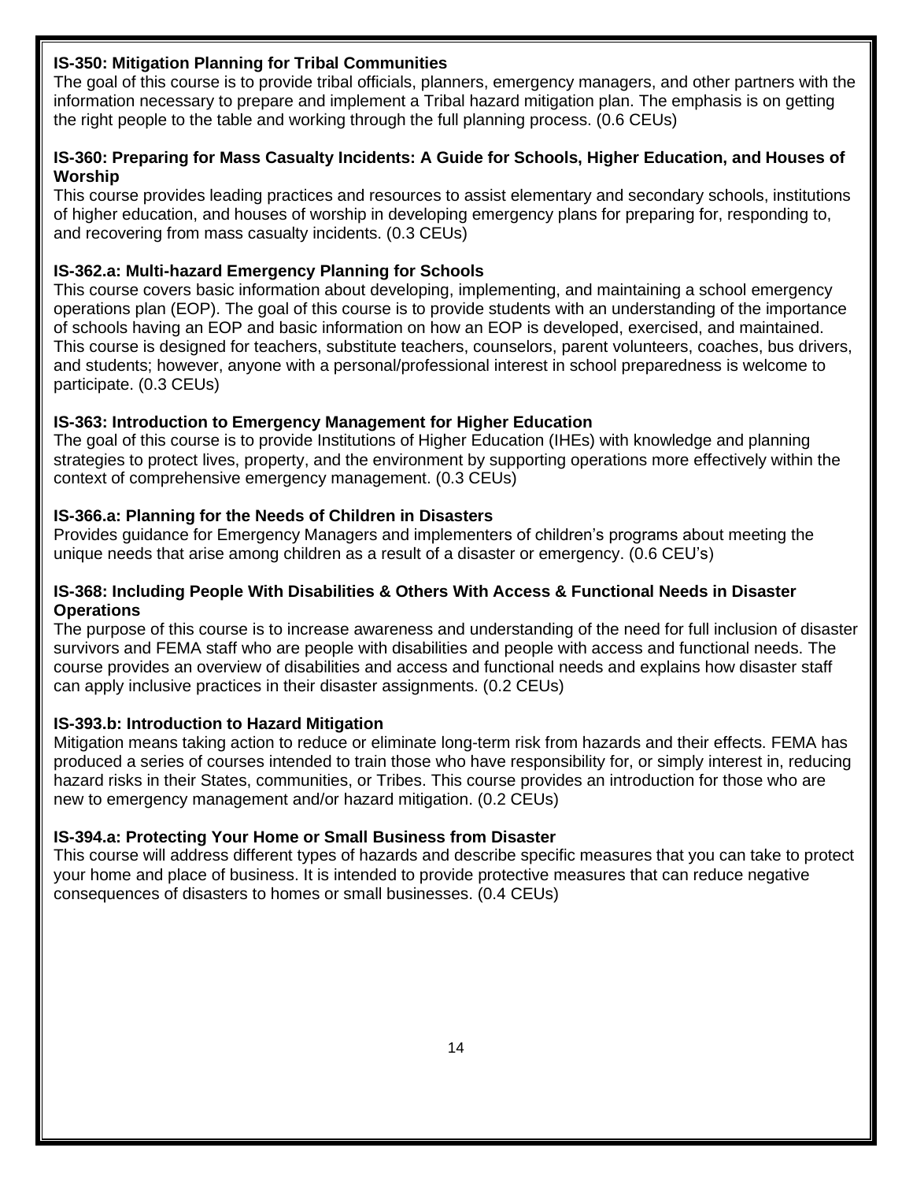**IS-350: Mitigation Planning for Tribal Communities**

The goal of this course is to provide tribal officials, planners, emergency managers, and other partners with the information necessary to prepare and implement a Tribal hazard mitigation plan. The emphasis is on getting the right people to the table and working through the full planning process. (0.6 CEUs)

**IS-360: Preparing for Mass Casualty Incidents: A Guide for Schools, Higher Education, and Houses of Worship**

This course provides leading practices and resources to assist elementary and secondary schools, institutions of higher education, and houses of worship in developing emergency plans for preparing for, responding to, and recovering from mass casualty incidents. (0.3 CEUs)

**IS-362.a: Multi-hazard Emergency Planning for Schools**

This course covers basic information about developing, implementing, and maintaining a school emergency operations plan (EOP). The goal of this course is to provide students with an understanding of the importance of schools having an EOP and basic information on how an EOP is developed, exercised, and maintained. This course is designed for teachers, substitute teachers, counselors, parent volunteers, coaches, bus drivers, and students; however, anyone with a personal/professional interest in school preparedness is welcome to participate. (0.3 CEUs)

**IS-363: Introduction to Emergency Management for Higher Education**

The goal of this course is to provide Institutions of Higher Education (IHEs) with knowledge and planning strategies to protect lives, property, and the environment by supporting operations more effectively within the context of comprehensive emergency management. (0.3 CEUs)

**IS-366.a: Planning for the Needs of Children in Disasters**

Provides guidance for Emergency Managers and implementers of children's programs about meeting the unique needs that arise among children as a result of a disaster or emergency. (0.6 CEU's)

**IS-368: Including People With Disabilities & Others With Access & Functional Needs in Disaster Operations**

The purpose of this course is to increase awareness and understanding of the need for full inclusion of disaster survivors and FEMA staff who are people with disabilities and people with access and functional needs. The course provides an overview of disabilities and access and functional needs and explains how disaster staff can apply inclusive practices in their disaster assignments. (0.2 CEUs)

**IS-393.b: Introduction to Hazard Mitigation**

Mitigation means taking action to reduce or eliminate long-term risk from hazards and their effects. FEMA has produced a series of courses intended to train those who have responsibility for, or simply interest in, reducing hazard risks in their States, communities, or Tribes. This course provides an introduction for those who are new to emergency management and/or hazard mitigation. (0.2 CEUs)

**IS-394.a: Protecting Your Home or Small Business from Disaster**

This course will address different types of hazards and describe specific measures that you can take to protect your home and place of business. It is intended to provide protective measures that can reduce negative consequences of disasters to homes or small businesses. (0.4 CEUs)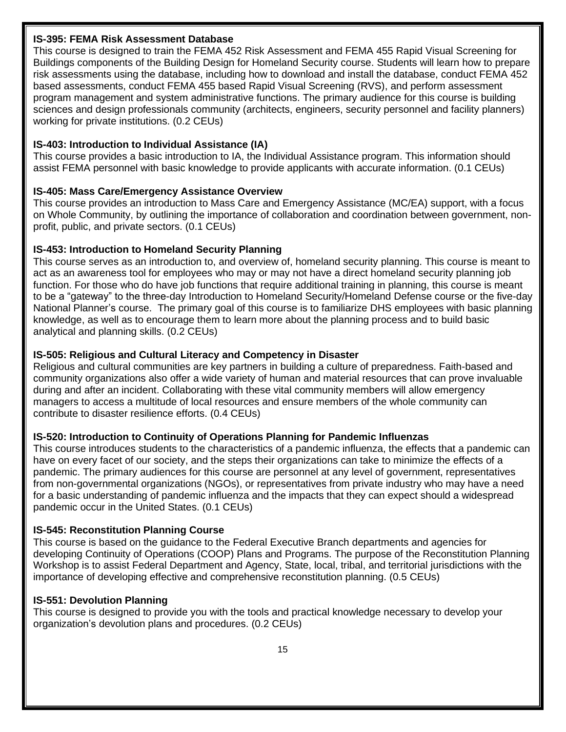**IS-395: FEMA Risk Assessment Database**
This course is designed to train the FEMA 452 Risk Assessment and FEMA 455 Rapid Visual Screening for Buildings components of the Building Design for Homeland Security course. Students will learn how to prepare risk assessments using the database, including how to download and install the database, conduct FEMA 452 based assessments, conduct FEMA 455 based Rapid Visual Screening (RVS), and perform assessment program management and system administrative functions. The primary audience for this course is building sciences and design professionals community (architects, engineers, security personnel and facility planners) working for private institutions. (0.2 CEUs)

**IS-403: Introduction to Individual Assistance (IA)**
This course provides a basic introduction to IA, the Individual Assistance program. This information should assist FEMA personnel with basic knowledge to provide applicants with accurate information. (0.1 CEUs)

**IS-405: Mass Care/Emergency Assistance Overview**
This course provides an introduction to Mass Care and Emergency Assistance (MC/EA) support, with a focus on Whole Community, by outlining the importance of collaboration and coordination between government, non-profit, public, and private sectors. (0.1 CEUs)

**IS-453: Introduction to Homeland Security Planning**
This course serves as an introduction to, and overview of, homeland security planning. This course is meant to act as an awareness tool for employees who may or may not have a direct homeland security planning job function. For those who do have job functions that require additional training in planning, this course is meant to be a "gateway" to the three-day Introduction to Homeland Security/Homeland Defense course or the five-day National Planner's course. The primary goal of this course is to familiarize DHS employees with basic planning knowledge, as well as to encourage them to learn more about the planning process and to build basic analytical and planning skills. (0.2 CEUs)

**IS-505: Religious and Cultural Literacy and Competency in Disaster**
Religious and cultural communities are key partners in building a culture of preparedness. Faith-based and community organizations also offer a wide variety of human and material resources that can prove invaluable during and after an incident. Collaborating with these vital community members will allow emergency managers to access a multitude of local resources and ensure members of the whole community can contribute to disaster resilience efforts. (0.4 CEUs)

**IS-520: Introduction to Continuity of Operations Planning for Pandemic Influenzas**
This course introduces students to the characteristics of a pandemic influenza, the effects that a pandemic can have on every facet of our society, and the steps their organizations can take to minimize the effects of a pandemic. The primary audiences for this course are personnel at any level of government, representatives from non-governmental organizations (NGOs), or representatives from private industry who may have a need for a basic understanding of pandemic influenza and the impacts that they can expect should a widespread pandemic occur in the United States. (0.1 CEUs)

**IS-545: Reconstitution Planning Course**
This course is based on the guidance to the Federal Executive Branch departments and agencies for developing Continuity of Operations (COOP) Plans and Programs. The purpose of the Reconstitution Planning Workshop is to assist Federal Department and Agency, State, local, tribal, and territorial jurisdictions with the importance of developing effective and comprehensive reconstitution planning. (0.5 CEUs)

**IS-551: Devolution Planning**
This course is designed to provide you with the tools and practical knowledge necessary to develop your organization's devolution plans and procedures. (0.2 CEUs)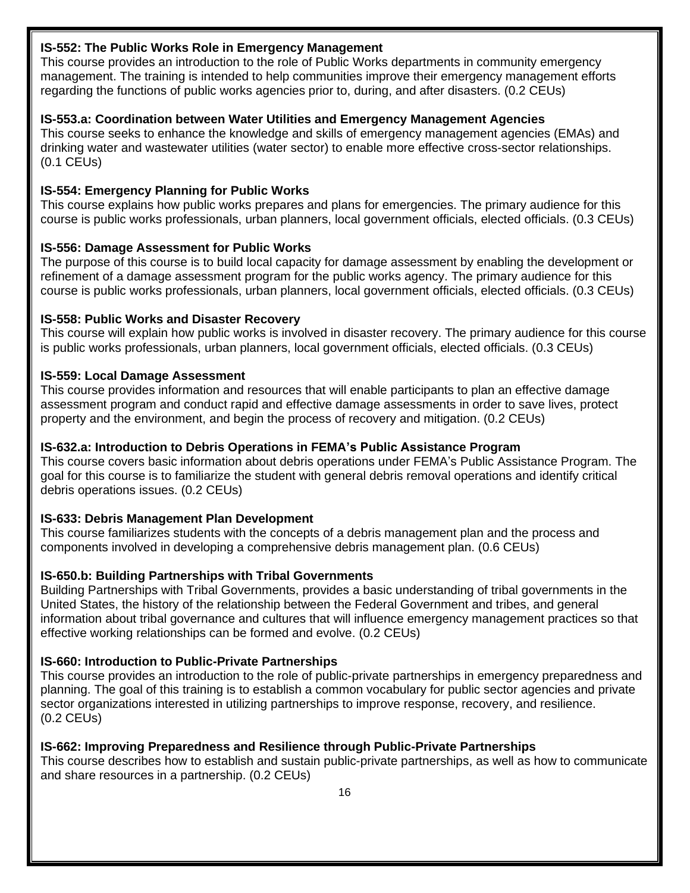**IS-552: The Public Works Role in Emergency Management**
This course provides an introduction to the role of Public Works departments in community emergency management. The training is intended to help communities improve their emergency management efforts regarding the functions of public works agencies prior to, during, and after disasters. (0.2 CEUs)

**IS-553.a: Coordination between Water Utilities and Emergency Management Agencies**
This course seeks to enhance the knowledge and skills of emergency management agencies (EMAs) and drinking water and wastewater utilities (water sector) to enable more effective cross-sector relationships. (0.1 CEUs)

**IS-554: Emergency Planning for Public Works**
This course explains how public works prepares and plans for emergencies. The primary audience for this course is public works professionals, urban planners, local government officials, elected officials. (0.3 CEUs)

**IS-556: Damage Assessment for Public Works**
The purpose of this course is to build local capacity for damage assessment by enabling the development or refinement of a damage assessment program for the public works agency. The primary audience for this course is public works professionals, urban planners, local government officials, elected officials. (0.3 CEUs)

**IS-558: Public Works and Disaster Recovery**
This course will explain how public works is involved in disaster recovery. The primary audience for this course is public works professionals, urban planners, local government officials, elected officials. (0.3 CEUs)

**IS-559: Local Damage Assessment**
This course provides information and resources that will enable participants to plan an effective damage assessment program and conduct rapid and effective damage assessments in order to save lives, protect property and the environment, and begin the process of recovery and mitigation. (0.2 CEUs)

**IS-632.a: Introduction to Debris Operations in FEMA's Public Assistance Program**
This course covers basic information about debris operations under FEMA's Public Assistance Program. The goal for this course is to familiarize the student with general debris removal operations and identify critical debris operations issues. (0.2 CEUs)

**IS-633: Debris Management Plan Development**
This course familiarizes students with the concepts of a debris management plan and the process and components involved in developing a comprehensive debris management plan. (0.6 CEUs)

**IS-650.b: Building Partnerships with Tribal Governments**
Building Partnerships with Tribal Governments, provides a basic understanding of tribal governments in the United States, the history of the relationship between the Federal Government and tribes, and general information about tribal governance and cultures that will influence emergency management practices so that effective working relationships can be formed and evolve. (0.2 CEUs)

**IS-660: Introduction to Public-Private Partnerships**
This course provides an introduction to the role of public-private partnerships in emergency preparedness and planning. The goal of this training is to establish a common vocabulary for public sector agencies and private sector organizations interested in utilizing partnerships to improve response, recovery, and resilience. (0.2 CEUs)

**IS-662: Improving Preparedness and Resilience through Public-Private Partnerships**
This course describes how to establish and sustain public-private partnerships, as well as how to communicate and share resources in a partnership. (0.2 CEUs)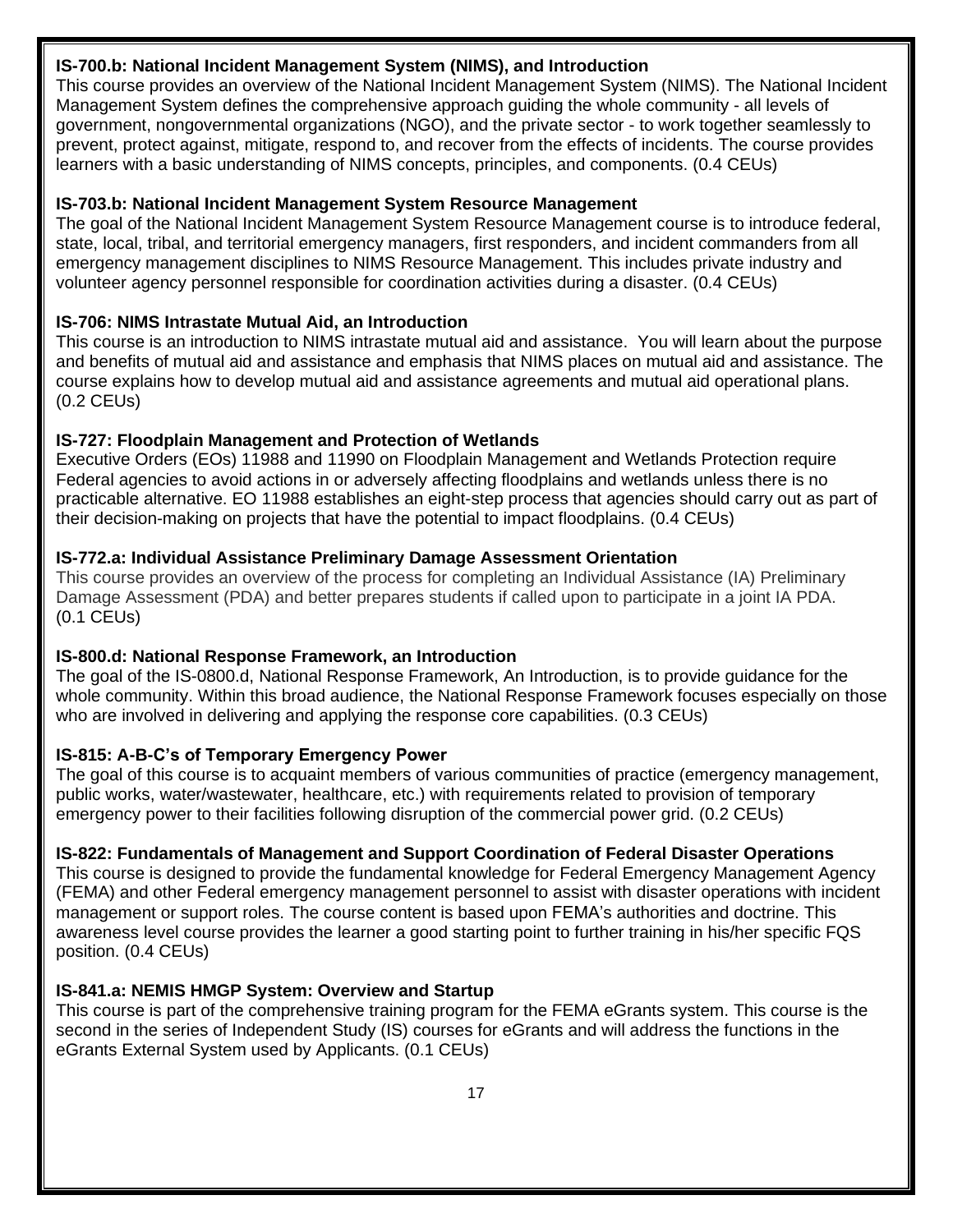**IS-700.b: National Incident Management System (NIMS), and Introduction**
This course provides an overview of the National Incident Management System (NIMS). The National Incident Management System defines the comprehensive approach guiding the whole community - all levels of government, nongovernmental organizations (NGO), and the private sector - to work together seamlessly to prevent, protect against, mitigate, respond to, and recover from the effects of incidents. The course provides learners with a basic understanding of NIMS concepts, principles, and components. (0.4 CEUs)

**IS-703.b: National Incident Management System Resource Management**
The goal of the National Incident Management System Resource Management course is to introduce federal, state, local, tribal, and territorial emergency managers, first responders, and incident commanders from all emergency management disciplines to NIMS Resource Management. This includes private industry and volunteer agency personnel responsible for coordination activities during a disaster. (0.4 CEUs)

**IS-706: NIMS Intrastate Mutual Aid, an Introduction**
This course is an introduction to NIMS intrastate mutual aid and assistance. You will learn about the purpose and benefits of mutual aid and assistance and emphasis that NIMS places on mutual aid and assistance. The course explains how to develop mutual aid and assistance agreements and mutual aid operational plans. (0.2 CEUs)

**IS-727: Floodplain Management and Protection of Wetlands**
Executive Orders (EOs) 11988 and 11990 on Floodplain Management and Wetlands Protection require Federal agencies to avoid actions in or adversely affecting floodplains and wetlands unless there is no practicable alternative. EO 11988 establishes an eight-step process that agencies should carry out as part of their decision-making on projects that have the potential to impact floodplains. (0.4 CEUs)

**IS-772.a: Individual Assistance Preliminary Damage Assessment Orientation**
This course provides an overview of the process for completing an Individual Assistance (IA) Preliminary Damage Assessment (PDA) and better prepares students if called upon to participate in a joint IA PDA. (0.1 CEUs)

**IS-800.d: National Response Framework, an Introduction**
The goal of the IS-0800.d, National Response Framework, An Introduction, is to provide guidance for the whole community. Within this broad audience, the National Response Framework focuses especially on those who are involved in delivering and applying the response core capabilities. (0.3 CEUs)

**IS-815: A-B-C's of Temporary Emergency Power**
The goal of this course is to acquaint members of various communities of practice (emergency management, public works, water/wastewater, healthcare, etc.) with requirements related to provision of temporary emergency power to their facilities following disruption of the commercial power grid. (0.2 CEUs)

**IS-822: Fundamentals of Management and Support Coordination of Federal Disaster Operations**
This course is designed to provide the fundamental knowledge for Federal Emergency Management Agency (FEMA) and other Federal emergency management personnel to assist with disaster operations with incident management or support roles. The course content is based upon FEMA's authorities and doctrine. This awareness level course provides the learner a good starting point to further training in his/her specific FQS position. (0.4 CEUs)

**IS-841.a: NEMIS HMGP System: Overview and Startup**
This course is part of the comprehensive training program for the FEMA eGrants system. This course is the second in the series of Independent Study (IS) courses for eGrants and will address the functions in the eGrants External System used by Applicants. (0.1 CEUs)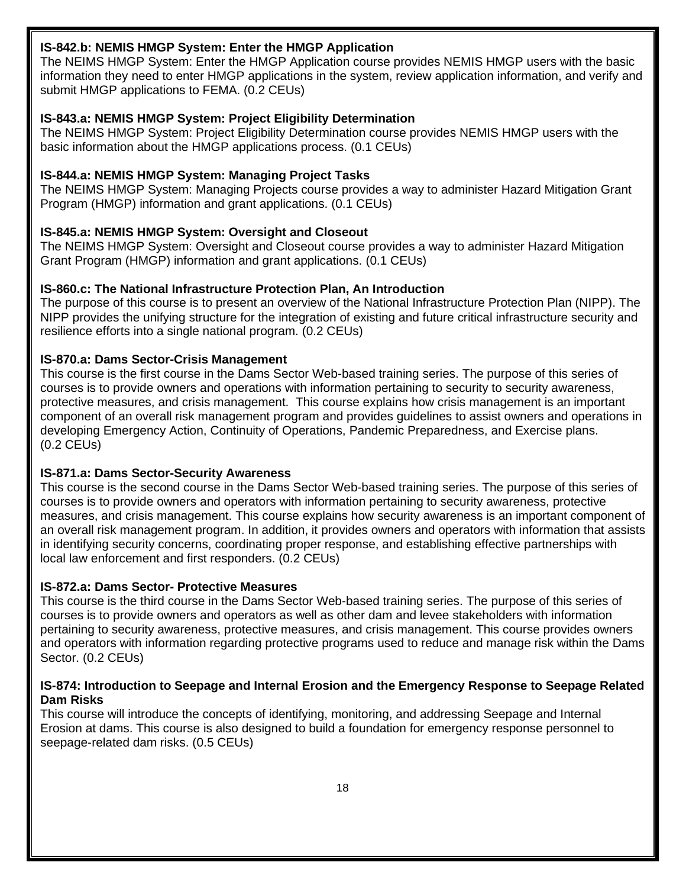**IS-842.b: NEMIS HMGP System: Enter the HMGP Application**

The NEIMS HMGP System: Enter the HMGP Application course provides NEMIS HMGP users with the basic information they need to enter HMGP applications in the system, review application information, and verify and submit HMGP applications to FEMA. (0.2 CEUs)

**IS-843.a: NEMIS HMGP System: Project Eligibility Determination**

The NEIMS HMGP System: Project Eligibility Determination course provides NEMIS HMGP users with the basic information about the HMGP applications process. (0.1 CEUs)

**IS-844.a: NEMIS HMGP System: Managing Project Tasks**

The NEIMS HMGP System: Managing Projects course provides a way to administer Hazard Mitigation Grant Program (HMGP) information and grant applications. (0.1 CEUs)

**IS-845.a: NEMIS HMGP System: Oversight and Closeout**

The NEIMS HMGP System: Oversight and Closeout course provides a way to administer Hazard Mitigation Grant Program (HMGP) information and grant applications. (0.1 CEUs)

**IS-860.c: The National Infrastructure Protection Plan, An Introduction**

The purpose of this course is to present an overview of the National Infrastructure Protection Plan (NIPP). The NIPP provides the unifying structure for the integration of existing and future critical infrastructure security and resilience efforts into a single national program. (0.2 CEUs)

**IS-870.a: Dams Sector-Crisis Management**

This course is the first course in the Dams Sector Web-based training series. The purpose of this series of courses is to provide owners and operations with information pertaining to security to security awareness, protective measures, and crisis management. This course explains how crisis management is an important component of an overall risk management program and provides guidelines to assist owners and operations in developing Emergency Action, Continuity of Operations, Pandemic Preparedness, and Exercise plans. (0.2 CEUs)

**IS-871.a: Dams Sector-Security Awareness**

This course is the second course in the Dams Sector Web-based training series. The purpose of this series of courses is to provide owners and operators with information pertaining to security awareness, protective measures, and crisis management. This course explains how security awareness is an important component of an overall risk management program. In addition, it provides owners and operators with information that assists in identifying security concerns, coordinating proper response, and establishing effective partnerships with local law enforcement and first responders. (0.2 CEUs)

**IS-872.a: Dams Sector- Protective Measures**

This course is the third course in the Dams Sector Web-based training series. The purpose of this series of courses is to provide owners and operators as well as other dam and levee stakeholders with information pertaining to security awareness, protective measures, and crisis management. This course provides owners and operators with information regarding protective programs used to reduce and manage risk within the Dams Sector. (0.2 CEUs)

**IS-874: Introduction to Seepage and Internal Erosion and the Emergency Response to Seepage Related Dam Risks**

This course will introduce the concepts of identifying, monitoring, and addressing Seepage and Internal Erosion at dams. This course is also designed to build a foundation for emergency response personnel to seepage-related dam risks. (0.5 CEUs)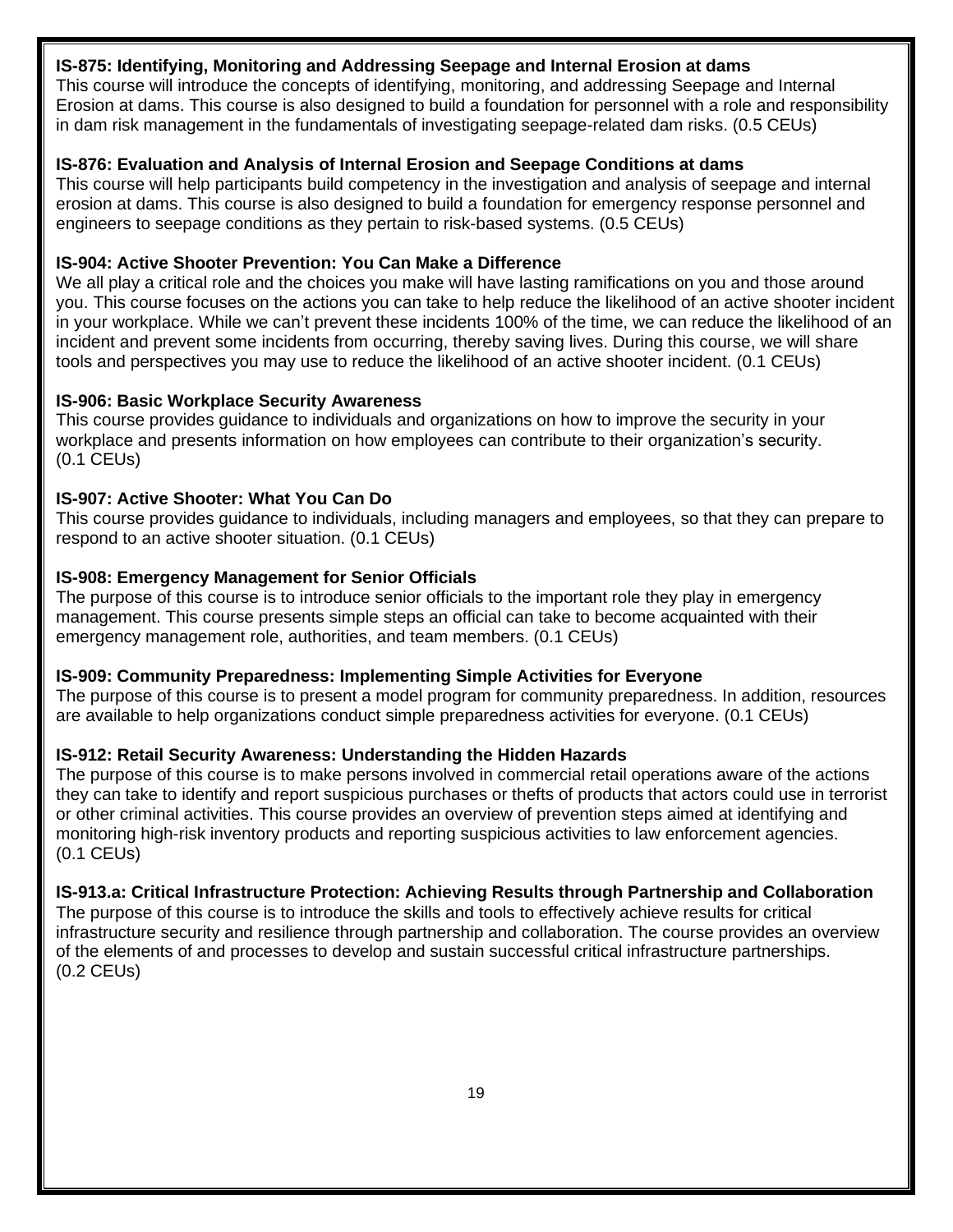**IS-875: Identifying, Monitoring and Addressing Seepage and Internal Erosion at dams**
This course will introduce the concepts of identifying, monitoring, and addressing Seepage and Internal Erosion at dams. This course is also designed to build a foundation for personnel with a role and responsibility in dam risk management in the fundamentals of investigating seepage-related dam risks. (0.5 CEUs)

**IS-876: Evaluation and Analysis of Internal Erosion and Seepage Conditions at dams**
This course will help participants build competency in the investigation and analysis of seepage and internal erosion at dams. This course is also designed to build a foundation for emergency response personnel and engineers to seepage conditions as they pertain to risk-based systems. (0.5 CEUs)

**IS-904: Active Shooter Prevention: You Can Make a Difference**
We all play a critical role and the choices you make will have lasting ramifications on you and those around you. This course focuses on the actions you can take to help reduce the likelihood of an active shooter incident in your workplace. While we can't prevent these incidents 100% of the time, we can reduce the likelihood of an incident and prevent some incidents from occurring, thereby saving lives. During this course, we will share tools and perspectives you may use to reduce the likelihood of an active shooter incident. (0.1 CEUs)

**IS-906: Basic Workplace Security Awareness**
This course provides guidance to individuals and organizations on how to improve the security in your workplace and presents information on how employees can contribute to their organization's security. (0.1 CEUs)

**IS-907: Active Shooter: What You Can Do**
This course provides guidance to individuals, including managers and employees, so that they can prepare to respond to an active shooter situation. (0.1 CEUs)

**IS-908: Emergency Management for Senior Officials**
The purpose of this course is to introduce senior officials to the important role they play in emergency management. This course presents simple steps an official can take to become acquainted with their emergency management role, authorities, and team members. (0.1 CEUs)

**IS-909: Community Preparedness: Implementing Simple Activities for Everyone**
The purpose of this course is to present a model program for community preparedness. In addition, resources are available to help organizations conduct simple preparedness activities for everyone. (0.1 CEUs)

**IS-912: Retail Security Awareness: Understanding the Hidden Hazards**
The purpose of this course is to make persons involved in commercial retail operations aware of the actions they can take to identify and report suspicious purchases or thefts of products that actors could use in terrorist or other criminal activities. This course provides an overview of prevention steps aimed at identifying and monitoring high-risk inventory products and reporting suspicious activities to law enforcement agencies. (0.1 CEUs)

**IS-913.a: Critical Infrastructure Protection: Achieving Results through Partnership and Collaboration**
The purpose of this course is to introduce the skills and tools to effectively achieve results for critical infrastructure security and resilience through partnership and collaboration. The course provides an overview of the elements of and processes to develop and sustain successful critical infrastructure partnerships. (0.2 CEUs)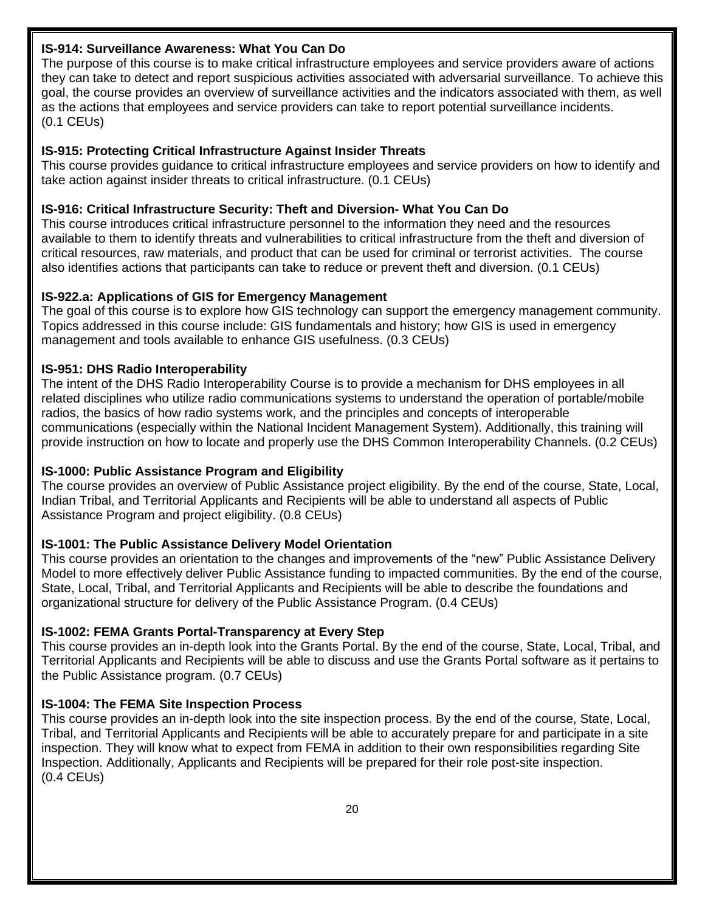**IS-914: Surveillance Awareness: What You Can Do**
The purpose of this course is to make critical infrastructure employees and service providers aware of actions they can take to detect and report suspicious activities associated with adversarial surveillance. To achieve this goal, the course provides an overview of surveillance activities and the indicators associated with them, as well as the actions that employees and service providers can take to report potential surveillance incidents. (0.1 CEUs)

**IS-915: Protecting Critical Infrastructure Against Insider Threats**
This course provides guidance to critical infrastructure employees and service providers on how to identify and take action against insider threats to critical infrastructure. (0.1 CEUs)

**IS-916: Critical Infrastructure Security: Theft and Diversion- What You Can Do**
This course introduces critical infrastructure personnel to the information they need and the resources available to them to identify threats and vulnerabilities to critical infrastructure from the theft and diversion of critical resources, raw materials, and product that can be used for criminal or terrorist activities. The course also identifies actions that participants can take to reduce or prevent theft and diversion. (0.1 CEUs)

**IS-922.a: Applications of GIS for Emergency Management**
The goal of this course is to explore how GIS technology can support the emergency management community. Topics addressed in this course include: GIS fundamentals and history; how GIS is used in emergency management and tools available to enhance GIS usefulness. (0.3 CEUs)

**IS-951: DHS Radio Interoperability**
The intent of the DHS Radio Interoperability Course is to provide a mechanism for DHS employees in all related disciplines who utilize radio communications systems to understand the operation of portable/mobile radios, the basics of how radio systems work, and the principles and concepts of interoperable communications (especially within the National Incident Management System). Additionally, this training will provide instruction on how to locate and properly use the DHS Common Interoperability Channels. (0.2 CEUs)

**IS-1000: Public Assistance Program and Eligibility**
The course provides an overview of Public Assistance project eligibility. By the end of the course, State, Local, Indian Tribal, and Territorial Applicants and Recipients will be able to understand all aspects of Public Assistance Program and project eligibility. (0.8 CEUs)

**IS-1001: The Public Assistance Delivery Model Orientation**
This course provides an orientation to the changes and improvements of the "new" Public Assistance Delivery Model to more effectively deliver Public Assistance funding to impacted communities. By the end of the course, State, Local, Tribal, and Territorial Applicants and Recipients will be able to describe the foundations and organizational structure for delivery of the Public Assistance Program. (0.4 CEUs)

**IS-1002: FEMA Grants Portal-Transparency at Every Step**
This course provides an in-depth look into the Grants Portal. By the end of the course, State, Local, Tribal, and Territorial Applicants and Recipients will be able to discuss and use the Grants Portal software as it pertains to the Public Assistance program. (0.7 CEUs)

**IS-1004: The FEMA Site Inspection Process**
This course provides an in-depth look into the site inspection process. By the end of the course, State, Local, Tribal, and Territorial Applicants and Recipients will be able to accurately prepare for and participate in a site inspection. They will know what to expect from FEMA in addition to their own responsibilities regarding Site Inspection. Additionally, Applicants and Recipients will be prepared for their role post-site inspection. (0.4 CEUs)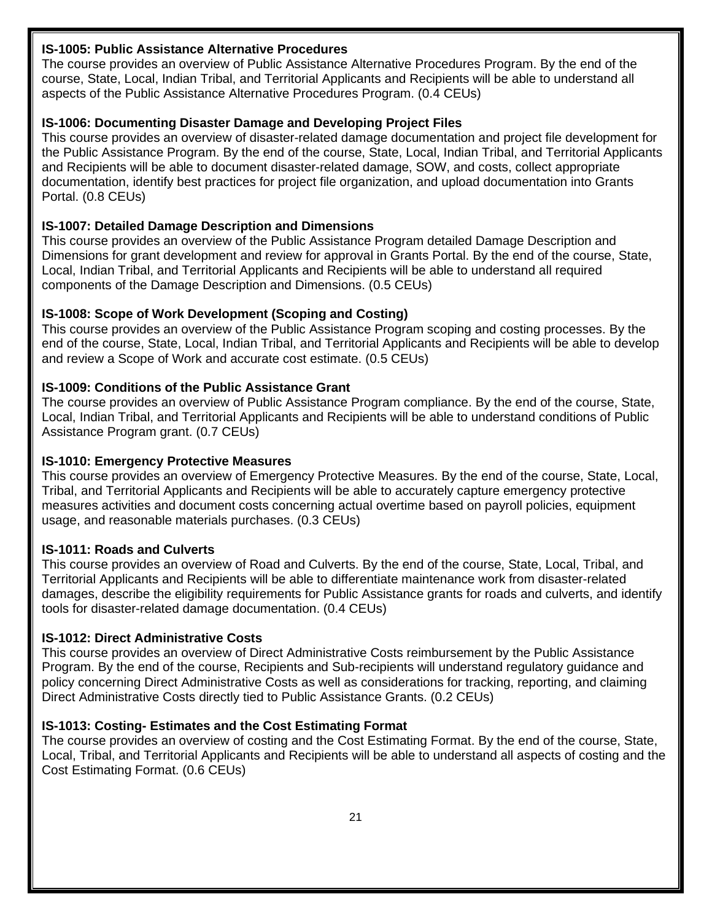**IS-1005: Public Assistance Alternative Procedures**
The course provides an overview of Public Assistance Alternative Procedures Program. By the end of the course, State, Local, Indian Tribal, and Territorial Applicants and Recipients will be able to understand all aspects of the Public Assistance Alternative Procedures Program. (0.4 CEUs)

**IS-1006: Documenting Disaster Damage and Developing Project Files**
This course provides an overview of disaster-related damage documentation and project file development for the Public Assistance Program. By the end of the course, State, Local, Indian Tribal, and Territorial Applicants and Recipients will be able to document disaster-related damage, SOW, and costs, collect appropriate documentation, identify best practices for project file organization, and upload documentation into Grants Portal. (0.8 CEUs)

**IS-1007: Detailed Damage Description and Dimensions**
This course provides an overview of the Public Assistance Program detailed Damage Description and Dimensions for grant development and review for approval in Grants Portal. By the end of the course, State, Local, Indian Tribal, and Territorial Applicants and Recipients will be able to understand all required components of the Damage Description and Dimensions. (0.5 CEUs)

**IS-1008: Scope of Work Development (Scoping and Costing)**
This course provides an overview of the Public Assistance Program scoping and costing processes. By the end of the course, State, Local, Indian Tribal, and Territorial Applicants and Recipients will be able to develop and review a Scope of Work and accurate cost estimate. (0.5 CEUs)

**IS-1009: Conditions of the Public Assistance Grant**
The course provides an overview of Public Assistance Program compliance. By the end of the course, State, Local, Indian Tribal, and Territorial Applicants and Recipients will be able to understand conditions of Public Assistance Program grant. (0.7 CEUs)

**IS-1010: Emergency Protective Measures**
This course provides an overview of Emergency Protective Measures. By the end of the course, State, Local, Tribal, and Territorial Applicants and Recipients will be able to accurately capture emergency protective measures activities and document costs concerning actual overtime based on payroll policies, equipment usage, and reasonable materials purchases. (0.3 CEUs)

**IS-1011: Roads and Culverts**
This course provides an overview of Road and Culverts. By the end of the course, State, Local, Tribal, and Territorial Applicants and Recipients will be able to differentiate maintenance work from disaster-related damages, describe the eligibility requirements for Public Assistance grants for roads and culverts, and identify tools for disaster-related damage documentation. (0.4 CEUs)

**IS-1012: Direct Administrative Costs**
This course provides an overview of Direct Administrative Costs reimbursement by the Public Assistance Program. By the end of the course, Recipients and Sub-recipients will understand regulatory guidance and policy concerning Direct Administrative Costs as well as considerations for tracking, reporting, and claiming Direct Administrative Costs directly tied to Public Assistance Grants. (0.2 CEUs)

**IS-1013: Costing- Estimates and the Cost Estimating Format**
The course provides an overview of costing and the Cost Estimating Format. By the end of the course, State, Local, Tribal, and Territorial Applicants and Recipients will be able to understand all aspects of costing and the Cost Estimating Format. (0.6 CEUs)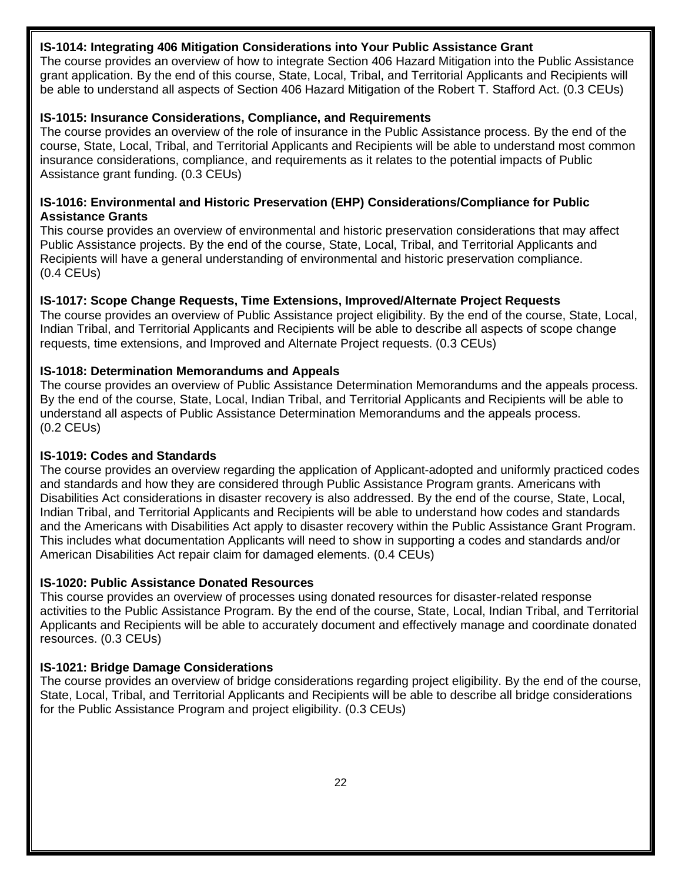**IS-1014: Integrating 406 Mitigation Considerations into Your Public Assistance Grant**
The course provides an overview of how to integrate Section 406 Hazard Mitigation into the Public Assistance grant application. By the end of this course, State, Local, Tribal, and Territorial Applicants and Recipients will be able to understand all aspects of Section 406 Hazard Mitigation of the Robert T. Stafford Act. (0.3 CEUs)

**IS-1015: Insurance Considerations, Compliance, and Requirements**
The course provides an overview of the role of insurance in the Public Assistance process. By the end of the course, State, Local, Tribal, and Territorial Applicants and Recipients will be able to understand most common insurance considerations, compliance, and requirements as it relates to the potential impacts of Public Assistance grant funding. (0.3 CEUs)

**IS-1016: Environmental and Historic Preservation (EHP) Considerations/Compliance for Public Assistance Grants**
This course provides an overview of environmental and historic preservation considerations that may affect Public Assistance projects. By the end of the course, State, Local, Tribal, and Territorial Applicants and Recipients will have a general understanding of environmental and historic preservation compliance. (0.4 CEUs)

**IS-1017: Scope Change Requests, Time Extensions, Improved/Alternate Project Requests**
The course provides an overview of Public Assistance project eligibility. By the end of the course, State, Local, Indian Tribal, and Territorial Applicants and Recipients will be able to describe all aspects of scope change requests, time extensions, and Improved and Alternate Project requests. (0.3 CEUs)

**IS-1018: Determination Memorandums and Appeals**
The course provides an overview of Public Assistance Determination Memorandums and the appeals process. By the end of the course, State, Local, Indian Tribal, and Territorial Applicants and Recipients will be able to understand all aspects of Public Assistance Determination Memorandums and the appeals process. (0.2 CEUs)

**IS-1019: Codes and Standards**
The course provides an overview regarding the application of Applicant-adopted and uniformly practiced codes and standards and how they are considered through Public Assistance Program grants. Americans with Disabilities Act considerations in disaster recovery is also addressed. By the end of the course, State, Local, Indian Tribal, and Territorial Applicants and Recipients will be able to understand how codes and standards and the Americans with Disabilities Act apply to disaster recovery within the Public Assistance Grant Program. This includes what documentation Applicants will need to show in supporting a codes and standards and/or American Disabilities Act repair claim for damaged elements. (0.4 CEUs)

**IS-1020: Public Assistance Donated Resources**
This course provides an overview of processes using donated resources for disaster-related response activities to the Public Assistance Program. By the end of the course, State, Local, Indian Tribal, and Territorial Applicants and Recipients will be able to accurately document and effectively manage and coordinate donated resources. (0.3 CEUs)

**IS-1021: Bridge Damage Considerations**
The course provides an overview of bridge considerations regarding project eligibility. By the end of the course, State, Local, Tribal, and Territorial Applicants and Recipients will be able to describe all bridge considerations for the Public Assistance Program and project eligibility. (0.3 CEUs)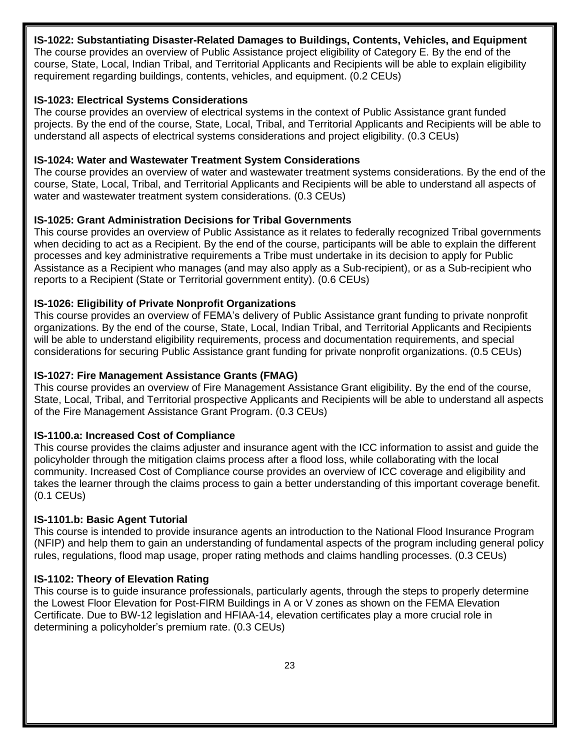**IS-1022: Substantiating Disaster-Related Damages to Buildings, Contents, Vehicles, and Equipment**
The course provides an overview of Public Assistance project eligibility of Category E. By the end of the course, State, Local, Indian Tribal, and Territorial Applicants and Recipients will be able to explain eligibility requirement regarding buildings, contents, vehicles, and equipment. (0.2 CEUs)

**IS-1023: Electrical Systems Considerations**
The course provides an overview of electrical systems in the context of Public Assistance grant funded projects. By the end of the course, State, Local, Tribal, and Territorial Applicants and Recipients will be able to understand all aspects of electrical systems considerations and project eligibility. (0.3 CEUs)

**IS-1024: Water and Wastewater Treatment System Considerations**
The course provides an overview of water and wastewater treatment systems considerations. By the end of the course, State, Local, Tribal, and Territorial Applicants and Recipients will be able to understand all aspects of water and wastewater treatment system considerations. (0.3 CEUs)

**IS-1025: Grant Administration Decisions for Tribal Governments**
This course provides an overview of Public Assistance as it relates to federally recognized Tribal governments when deciding to act as a Recipient. By the end of the course, participants will be able to explain the different processes and key administrative requirements a Tribe must undertake in its decision to apply for Public Assistance as a Recipient who manages (and may also apply as a Sub-recipient), or as a Sub-recipient who reports to a Recipient (State or Territorial government entity). (0.6 CEUs)

**IS-1026: Eligibility of Private Nonprofit Organizations**
This course provides an overview of FEMA's delivery of Public Assistance grant funding to private nonprofit organizations. By the end of the course, State, Local, Indian Tribal, and Territorial Applicants and Recipients will be able to understand eligibility requirements, process and documentation requirements, and special considerations for securing Public Assistance grant funding for private nonprofit organizations. (0.5 CEUs)

**IS-1027: Fire Management Assistance Grants (FMAG)**
This course provides an overview of Fire Management Assistance Grant eligibility. By the end of the course, State, Local, Tribal, and Territorial prospective Applicants and Recipients will be able to understand all aspects of the Fire Management Assistance Grant Program. (0.3 CEUs)

**IS-1100.a: Increased Cost of Compliance**
This course provides the claims adjuster and insurance agent with the ICC information to assist and guide the policyholder through the mitigation claims process after a flood loss, while collaborating with the local community. Increased Cost of Compliance course provides an overview of ICC coverage and eligibility and takes the learner through the claims process to gain a better understanding of this important coverage benefit. (0.1 CEUs)

**IS-1101.b: Basic Agent Tutorial**
This course is intended to provide insurance agents an introduction to the National Flood Insurance Program (NFIP) and help them to gain an understanding of fundamental aspects of the program including general policy rules, regulations, flood map usage, proper rating methods and claims handling processes. (0.3 CEUs)

**IS-1102: Theory of Elevation Rating**
This course is to guide insurance professionals, particularly agents, through the steps to properly determine the Lowest Floor Elevation for Post-FIRM Buildings in A or V zones as shown on the FEMA Elevation Certificate. Due to BW-12 legislation and HFIAA-14, elevation certificates play a more crucial role in determining a policyholder's premium rate. (0.3 CEUs)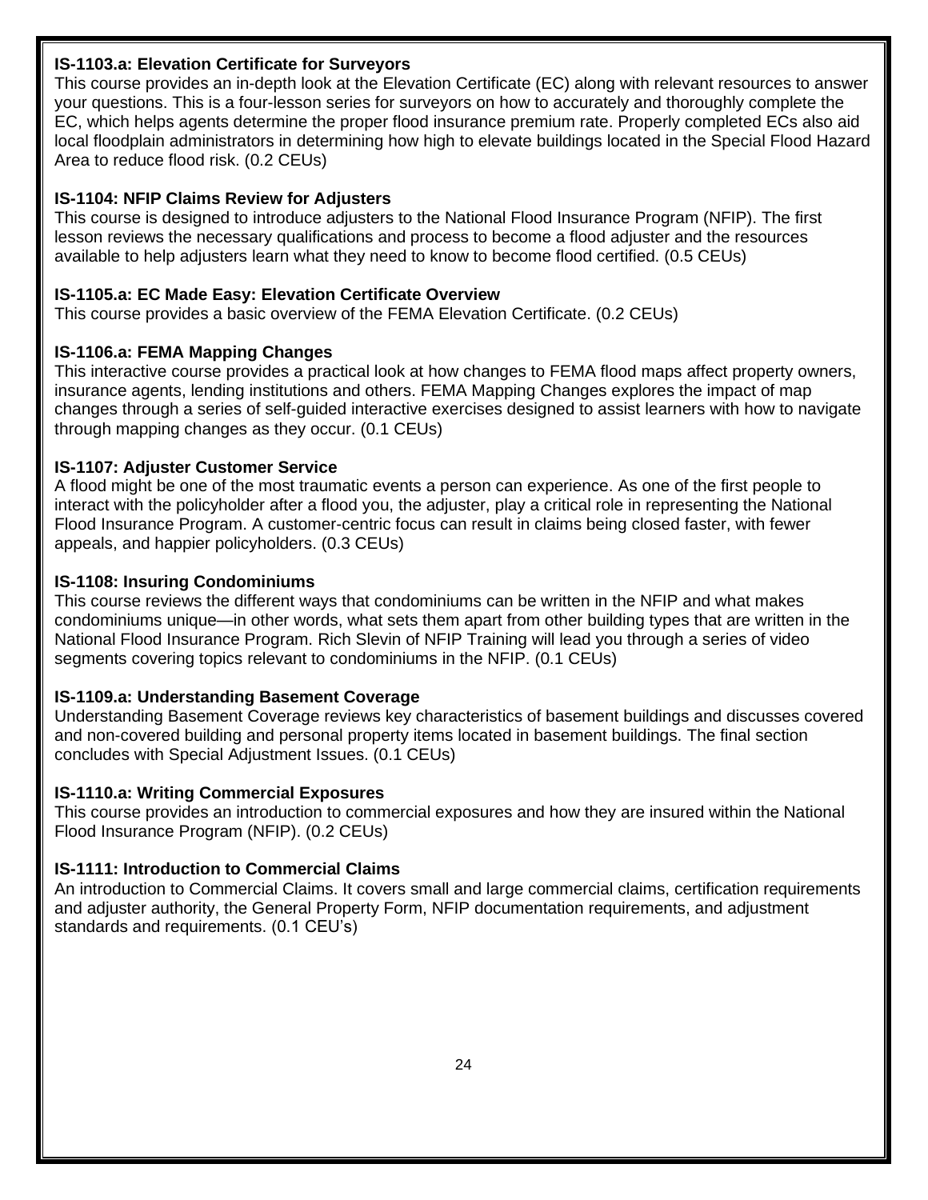**IS-1103.a: Elevation Certificate for Surveyors**

This course provides an in-depth look at the Elevation Certificate (EC) along with relevant resources to answer your questions. This is a four-lesson series for surveyors on how to accurately and thoroughly complete the EC, which helps agents determine the proper flood insurance premium rate. Properly completed ECs also aid local floodplain administrators in determining how high to elevate buildings located in the Special Flood Hazard Area to reduce flood risk. (0.2 CEUs)

**IS-1104: NFIP Claims Review for Adjusters**

This course is designed to introduce adjusters to the National Flood Insurance Program (NFIP). The first lesson reviews the necessary qualifications and process to become a flood adjuster and the resources available to help adjusters learn what they need to know to become flood certified. (0.5 CEUs)

**IS-1105.a: EC Made Easy: Elevation Certificate Overview**

This course provides a basic overview of the FEMA Elevation Certificate. (0.2 CEUs)

**IS-1106.a: FEMA Mapping Changes**

This interactive course provides a practical look at how changes to FEMA flood maps affect property owners, insurance agents, lending institutions and others. FEMA Mapping Changes explores the impact of map changes through a series of self-guided interactive exercises designed to assist learners with how to navigate through mapping changes as they occur. (0.1 CEUs)

**IS-1107: Adjuster Customer Service**

A flood might be one of the most traumatic events a person can experience. As one of the first people to interact with the policyholder after a flood you, the adjuster, play a critical role in representing the National Flood Insurance Program. A customer-centric focus can result in claims being closed faster, with fewer appeals, and happier policyholders. (0.3 CEUs)

**IS-1108: Insuring Condominiums**

This course reviews the different ways that condominiums can be written in the NFIP and what makes condominiums unique—in other words, what sets them apart from other building types that are written in the National Flood Insurance Program. Rich Slevin of NFIP Training will lead you through a series of video segments covering topics relevant to condominiums in the NFIP. (0.1 CEUs)

**IS-1109.a: Understanding Basement Coverage**

Understanding Basement Coverage reviews key characteristics of basement buildings and discusses covered and non-covered building and personal property items located in basement buildings. The final section concludes with Special Adjustment Issues. (0.1 CEUs)

**IS-1110.a: Writing Commercial Exposures**

This course provides an introduction to commercial exposures and how they are insured within the National Flood Insurance Program (NFIP). (0.2 CEUs)

**IS-1111: Introduction to Commercial Claims**

An introduction to Commercial Claims. It covers small and large commercial claims, certification requirements and adjuster authority, the General Property Form, NFIP documentation requirements, and adjustment standards and requirements. (0.1 CEU's)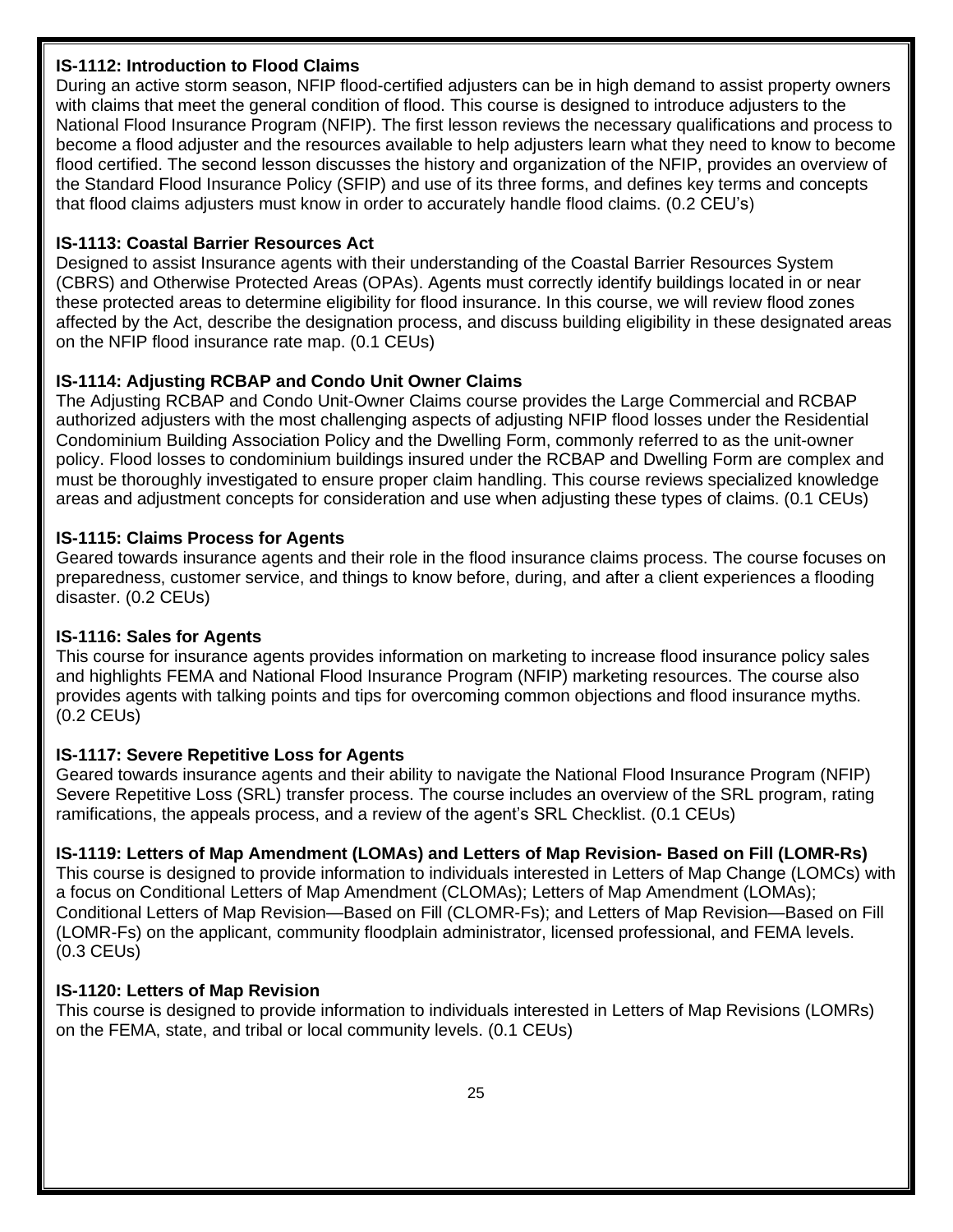**IS-1112: Introduction to Flood Claims**

During an active storm season, NFIP flood-certified adjusters can be in high demand to assist property owners with claims that meet the general condition of flood. This course is designed to introduce adjusters to the National Flood Insurance Program (NFIP). The first lesson reviews the necessary qualifications and process to become a flood adjuster and the resources available to help adjusters learn what they need to know to become flood certified. The second lesson discusses the history and organization of the NFIP, provides an overview of the Standard Flood Insurance Policy (SFIP) and use of its three forms, and defines key terms and concepts that flood claims adjusters must know in order to accurately handle flood claims. (0.2 CEU's)

**IS-1113: Coastal Barrier Resources Act**

Designed to assist Insurance agents with their understanding of the Coastal Barrier Resources System (CBRS) and Otherwise Protected Areas (OPAs). Agents must correctly identify buildings located in or near these protected areas to determine eligibility for flood insurance. In this course, we will review flood zones affected by the Act, describe the designation process, and discuss building eligibility in these designated areas on the NFIP flood insurance rate map. (0.1 CEUs)

**IS-1114: Adjusting RCBAP and Condo Unit Owner Claims**

The Adjusting RCBAP and Condo Unit-Owner Claims course provides the Large Commercial and RCBAP authorized adjusters with the most challenging aspects of adjusting NFIP flood losses under the Residential Condominium Building Association Policy and the Dwelling Form, commonly referred to as the unit-owner policy. Flood losses to condominium buildings insured under the RCBAP and Dwelling Form are complex and must be thoroughly investigated to ensure proper claim handling. This course reviews specialized knowledge areas and adjustment concepts for consideration and use when adjusting these types of claims. (0.1 CEUs)

**IS-1115: Claims Process for Agents**

Geared towards insurance agents and their role in the flood insurance claims process. The course focuses on preparedness, customer service, and things to know before, during, and after a client experiences a flooding disaster. (0.2 CEUs)

**IS-1116: Sales for Agents**

This course for insurance agents provides information on marketing to increase flood insurance policy sales and highlights FEMA and National Flood Insurance Program (NFIP) marketing resources. The course also provides agents with talking points and tips for overcoming common objections and flood insurance myths. (0.2 CEUs)

**IS-1117: Severe Repetitive Loss for Agents**

Geared towards insurance agents and their ability to navigate the National Flood Insurance Program (NFIP) Severe Repetitive Loss (SRL) transfer process. The course includes an overview of the SRL program, rating ramifications, the appeals process, and a review of the agent's SRL Checklist. (0.1 CEUs)

**IS-1119: Letters of Map Amendment (LOMAs) and Letters of Map Revision- Based on Fill (LOMR-Rs)**

This course is designed to provide information to individuals interested in Letters of Map Change (LOMCs) with a focus on Conditional Letters of Map Amendment (CLOMAs); Letters of Map Amendment (LOMAs); Conditional Letters of Map Revision—Based on Fill (CLOMR-Fs); and Letters of Map Revision—Based on Fill (LOMR-Fs) on the applicant, community floodplain administrator, licensed professional, and FEMA levels. (0.3 CEUs)

**IS-1120: Letters of Map Revision**

This course is designed to provide information to individuals interested in Letters of Map Revisions (LOMRs) on the FEMA, state, and tribal or local community levels. (0.1 CEUs)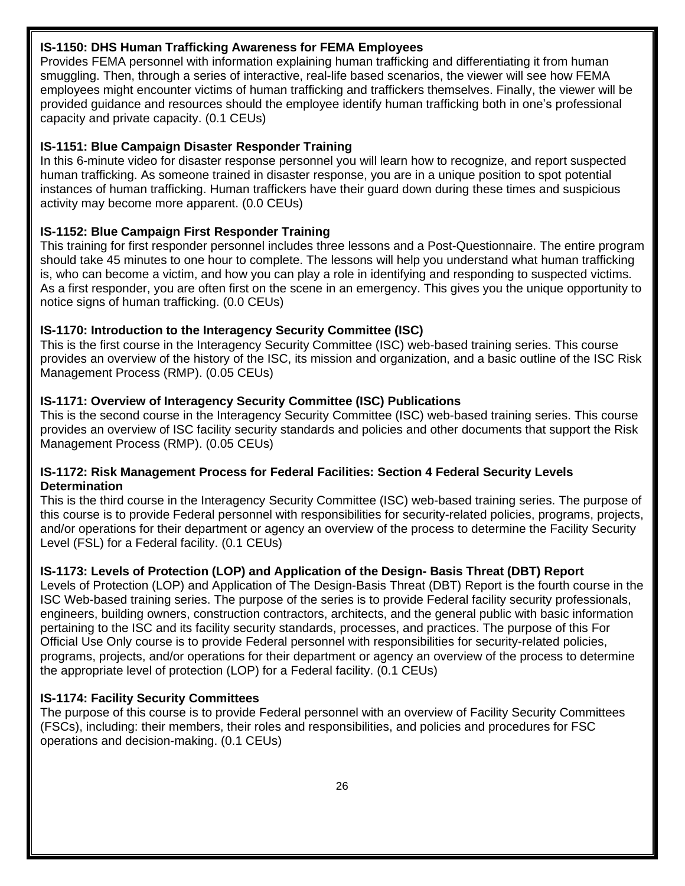**IS-1150: DHS Human Trafficking Awareness for FEMA Employees**
Provides FEMA personnel with information explaining human trafficking and differentiating it from human smuggling. Then, through a series of interactive, real-life based scenarios, the viewer will see how FEMA employees might encounter victims of human trafficking and traffickers themselves. Finally, the viewer will be provided guidance and resources should the employee identify human trafficking both in one's professional capacity and private capacity. (0.1 CEUs)

**IS-1151: Blue Campaign Disaster Responder Training**
In this 6-minute video for disaster response personnel you will learn how to recognize, and report suspected human trafficking. As someone trained in disaster response, you are in a unique position to spot potential instances of human trafficking. Human traffickers have their guard down during these times and suspicious activity may become more apparent. (0.0 CEUs)

**IS-1152: Blue Campaign First Responder Training**
This training for first responder personnel includes three lessons and a Post-Questionnaire. The entire program should take 45 minutes to one hour to complete. The lessons will help you understand what human trafficking is, who can become a victim, and how you can play a role in identifying and responding to suspected victims. As a first responder, you are often first on the scene in an emergency. This gives you the unique opportunity to notice signs of human trafficking. (0.0 CEUs)

**IS-1170: Introduction to the Interagency Security Committee (ISC)**
This is the first course in the Interagency Security Committee (ISC) web-based training series. This course provides an overview of the history of the ISC, its mission and organization, and a basic outline of the ISC Risk Management Process (RMP). (0.05 CEUs)

**IS-1171: Overview of Interagency Security Committee (ISC) Publications**
This is the second course in the Interagency Security Committee (ISC) web-based training series. This course provides an overview of ISC facility security standards and policies and other documents that support the Risk Management Process (RMP). (0.05 CEUs)

**IS-1172: Risk Management Process for Federal Facilities: Section 4 Federal Security Levels Determination**
This is the third course in the Interagency Security Committee (ISC) web-based training series. The purpose of this course is to provide Federal personnel with responsibilities for security-related policies, programs, projects, and/or operations for their department or agency an overview of the process to determine the Facility Security Level (FSL) for a Federal facility. (0.1 CEUs)

**IS-1173: Levels of Protection (LOP) and Application of the Design- Basis Threat (DBT) Report**
Levels of Protection (LOP) and Application of The Design-Basis Threat (DBT) Report is the fourth course in the ISC Web-based training series. The purpose of the series is to provide Federal facility security professionals, engineers, building owners, construction contractors, architects, and the general public with basic information pertaining to the ISC and its facility security standards, processes, and practices. The purpose of this For Official Use Only course is to provide Federal personnel with responsibilities for security-related policies, programs, projects, and/or operations for their department or agency an overview of the process to determine the appropriate level of protection (LOP) for a Federal facility. (0.1 CEUs)

**IS-1174: Facility Security Committees**
The purpose of this course is to provide Federal personnel with an overview of Facility Security Committees (FSCs), including: their members, their roles and responsibilities, and policies and procedures for FSC operations and decision-making. (0.1 CEUs)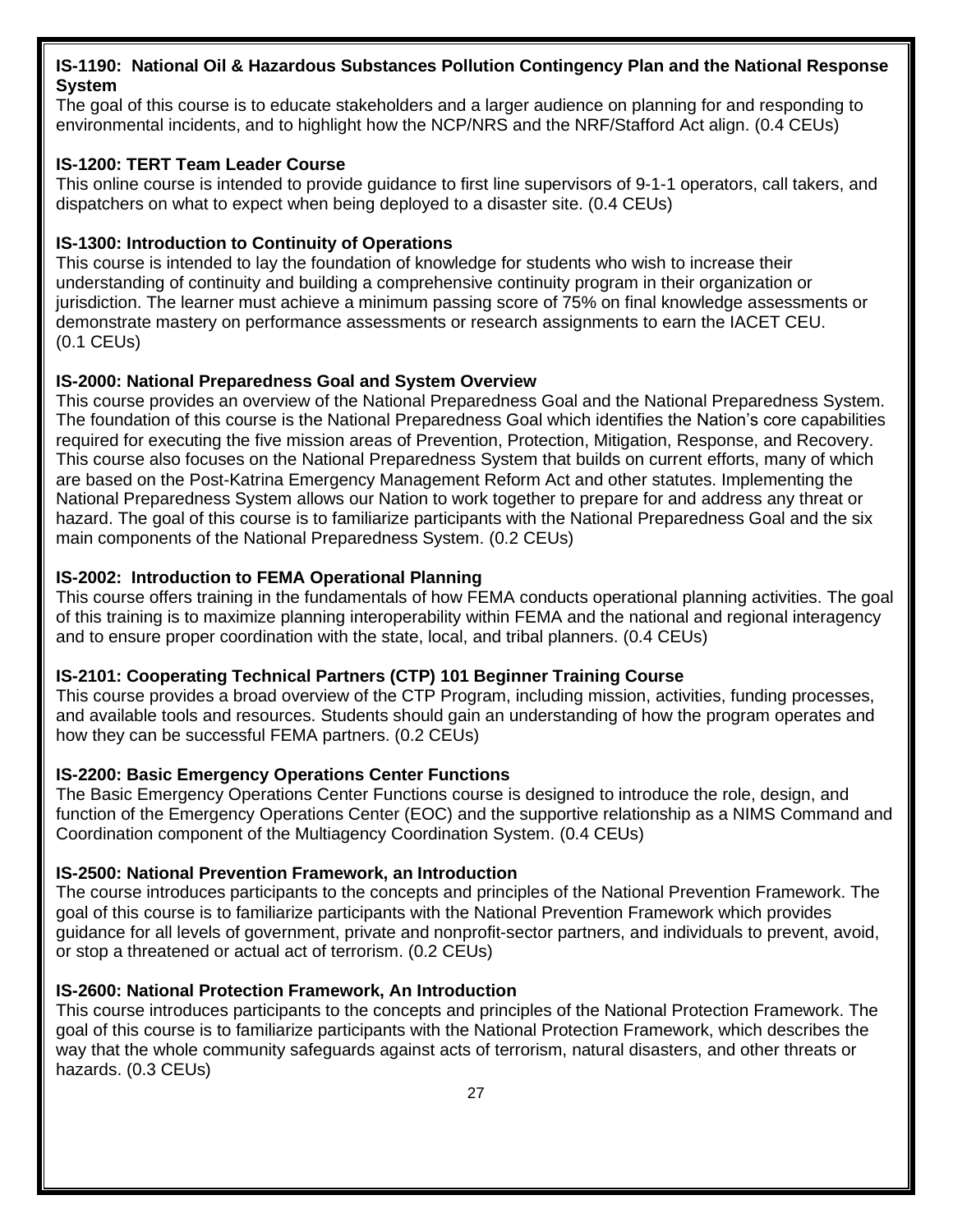**IS-1190: National Oil & Hazardous Substances Pollution Contingency Plan and the National Response System**
The goal of this course is to educate stakeholders and a larger audience on planning for and responding to environmental incidents, and to highlight how the NCP/NRS and the NRF/Stafford Act align. (0.4 CEUs)

**IS-1200: TERT Team Leader Course**
This online course is intended to provide guidance to first line supervisors of 9-1-1 operators, call takers, and dispatchers on what to expect when being deployed to a disaster site. (0.4 CEUs)

**IS-1300: Introduction to Continuity of Operations**
This course is intended to lay the foundation of knowledge for students who wish to increase their understanding of continuity and building a comprehensive continuity program in their organization or jurisdiction. The learner must achieve a minimum passing score of 75% on final knowledge assessments or demonstrate mastery on performance assessments or research assignments to earn the IACET CEU. (0.1 CEUs)

**IS-2000: National Preparedness Goal and System Overview**
This course provides an overview of the National Preparedness Goal and the National Preparedness System. The foundation of this course is the National Preparedness Goal which identifies the Nation's core capabilities required for executing the five mission areas of Prevention, Protection, Mitigation, Response, and Recovery. This course also focuses on the National Preparedness System that builds on current efforts, many of which are based on the Post-Katrina Emergency Management Reform Act and other statutes. Implementing the National Preparedness System allows our Nation to work together to prepare for and address any threat or hazard. The goal of this course is to familiarize participants with the National Preparedness Goal and the six main components of the National Preparedness System. (0.2 CEUs)

**IS-2002: Introduction to FEMA Operational Planning**
This course offers training in the fundamentals of how FEMA conducts operational planning activities. The goal of this training is to maximize planning interoperability within FEMA and the national and regional interagency and to ensure proper coordination with the state, local, and tribal planners. (0.4 CEUs)

**IS-2101: Cooperating Technical Partners (CTP) 101 Beginner Training Course**
This course provides a broad overview of the CTP Program, including mission, activities, funding processes, and available tools and resources. Students should gain an understanding of how the program operates and how they can be successful FEMA partners. (0.2 CEUs)

**IS-2200: Basic Emergency Operations Center Functions**
The Basic Emergency Operations Center Functions course is designed to introduce the role, design, and function of the Emergency Operations Center (EOC) and the supportive relationship as a NIMS Command and Coordination component of the Multiagency Coordination System. (0.4 CEUs)

**IS-2500: National Prevention Framework, an Introduction**
The course introduces participants to the concepts and principles of the National Prevention Framework. The goal of this course is to familiarize participants with the National Prevention Framework which provides guidance for all levels of government, private and nonprofit-sector partners, and individuals to prevent, avoid, or stop a threatened or actual act of terrorism. (0.2 CEUs)

**IS-2600: National Protection Framework, An Introduction**
This course introduces participants to the concepts and principles of the National Protection Framework. The goal of this course is to familiarize participants with the National Protection Framework, which describes the way that the whole community safeguards against acts of terrorism, natural disasters, and other threats or hazards. (0.3 CEUs)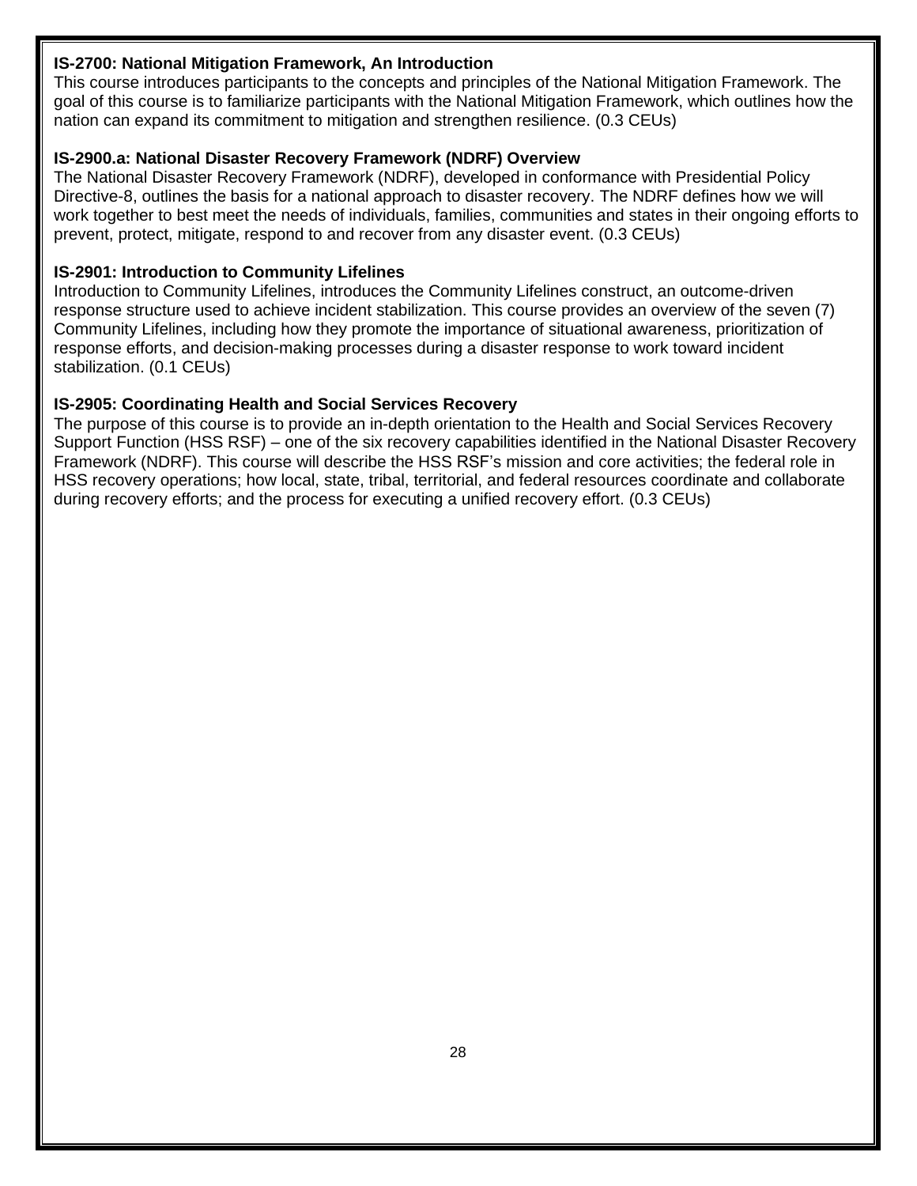**IS-2700: National Mitigation Framework, An Introduction**
This course introduces participants to the concepts and principles of the National Mitigation Framework. The goal of this course is to familiarize participants with the National Mitigation Framework, which outlines how the nation can expand its commitment to mitigation and strengthen resilience. (0.3 CEUs)

**IS-2900.a: National Disaster Recovery Framework (NDRF) Overview**
The National Disaster Recovery Framework (NDRF), developed in conformance with Presidential Policy Directive-8, outlines the basis for a national approach to disaster recovery. The NDRF defines how we will work together to best meet the needs of individuals, families, communities and states in their ongoing efforts to prevent, protect, mitigate, respond to and recover from any disaster event. (0.3 CEUs)

**IS-2901: Introduction to Community Lifelines**
Introduction to Community Lifelines, introduces the Community Lifelines construct, an outcome-driven response structure used to achieve incident stabilization. This course provides an overview of the seven (7) Community Lifelines, including how they promote the importance of situational awareness, prioritization of response efforts, and decision-making processes during a disaster response to work toward incident stabilization. (0.1 CEUs)

**IS-2905: Coordinating Health and Social Services Recovery**
The purpose of this course is to provide an in-depth orientation to the Health and Social Services Recovery Support Function (HSS RSF) – one of the six recovery capabilities identified in the National Disaster Recovery Framework (NDRF). This course will describe the HSS RSF's mission and core activities; the federal role in HSS recovery operations; how local, state, tribal, territorial, and federal resources coordinate and collaborate during recovery efforts; and the process for executing a unified recovery effort. (0.3 CEUs)